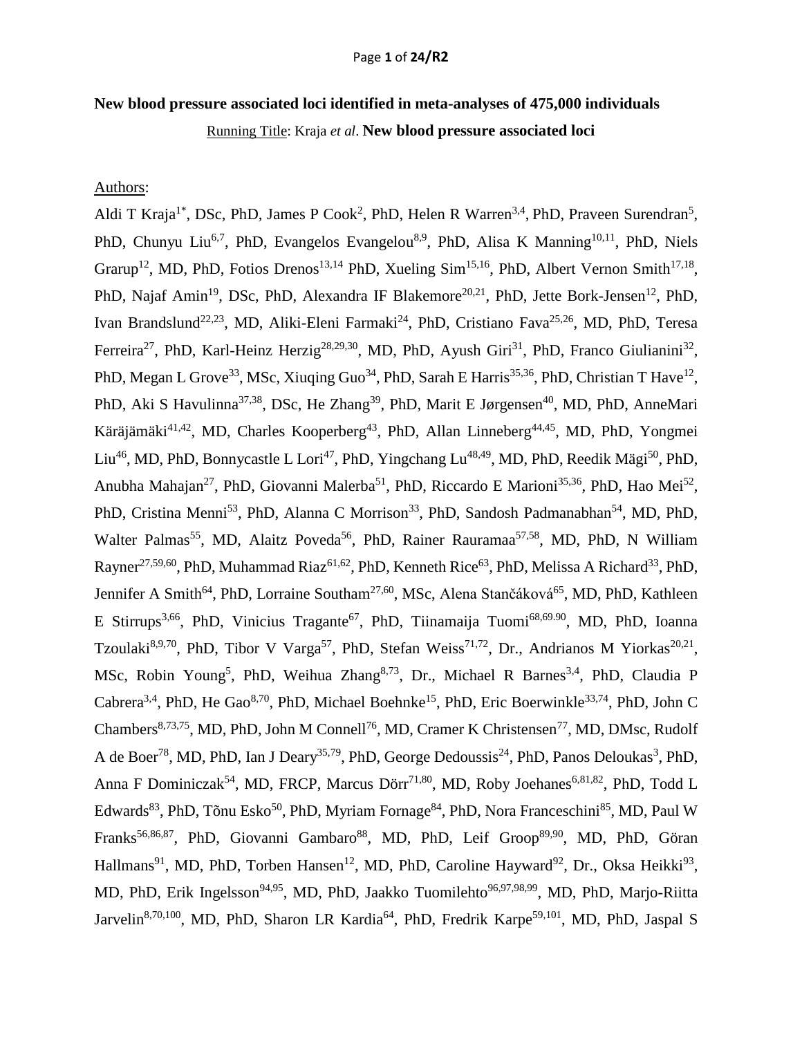# New blood pressure associated loci identified in meta-analyses of 475,000 individuals

Running Title: Kraja *et al*. **New blood pressure associated loci**

Authors:

Aldi T Kraja[1*], DSc, PhD, James P Cook[2], PhD, Helen R Warren[3,4], PhD, Praveen Surendran[5], PhD, Chunyu Liu[6,7], PhD, Evangelos Evangelou[8,9], PhD, Alisa K Manning[10,11], PhD, Niels Grarup[12], MD, PhD, Fotios Drenos[13,14] PhD, Xueling Sim[15,16], PhD, Albert Vernon Smith[17,18], PhD, Najaf Amin[19], DSc, PhD, Alexandra IF Blakemore[20,21], PhD, Jette Bork-Jensen[12], PhD, Ivan Brandslund[22,23], MD, Aliki-Eleni Farmaki[24], PhD, Cristiano Fava[25,26], MD, PhD, Teresa Ferreira[27], PhD, Karl-Heinz Herzig[28,29,30], MD, PhD, Ayush Giri[31], PhD, Franco Giulianini[32], PhD, Megan L Grove[33], MSc, Xiuqing Guo[34], PhD, Sarah E Harris[35,36], PhD, Christian T Have[12], PhD, Aki S Havulinna[37,38], DSc, He Zhang[39], PhD, Marit E Jørgensen[40], MD, PhD, AnneMari Käräjämäki[41,42], MD, Charles Kooperberg[43], PhD, Allan Linneberg[44,45], MD, PhD, Yongmei Liu[46], MD, PhD, Bonnycastle L Lori[47], PhD, Yingchang Lu[48,49], MD, PhD, Reedik Mägi[50], PhD, Anubha Mahajan[27], PhD, Giovanni Malerba[51], PhD, Riccardo E Marioni[35,36], PhD, Hao Mei[52], PhD, Cristina Menni[53], PhD, Alanna C Morrison[33], PhD, Sandosh Padmanabhan[54], MD, PhD, Walter Palmas[55], MD, Alaitz Poveda[56], PhD, Rainer Rauramaa[57,58], MD, PhD, N William Rayner[27,59,60], PhD, Muhammad Riaz[61,62], PhD, Kenneth Rice[63], PhD, Melissa A Richard[33], PhD, Jennifer A Smith[64], PhD, Lorraine Southam[27,60], MSc, Alena Stančáková[65], MD, PhD, Kathleen E Stirrups[3,66], PhD, Vinicius Tragante[67], PhD, Tiinamaija Tuomi[68,69.90], MD, PhD, Ioanna Tzoulaki[8,9,70], PhD, Tibor V Varga[57], PhD, Stefan Weiss[71,72], Dr., Andrianos M Yiorkas[20,21], MSc, Robin Young[5], PhD, Weihua Zhang[8,73], Dr., Michael R Barnes[3,4], PhD, Claudia P Cabrera[3,4], PhD, He Gao[8,70], PhD, Michael Boehnke[15], PhD, Eric Boerwinkle[33,74], PhD, John C Chambers[8,73,75], MD, PhD, John M Connell[76], MD, Cramer K Christensen[77], MD, DMsc, Rudolf A de Boer[78], MD, PhD, Ian J Deary[35,79], PhD, George Dedoussis[24], PhD, Panos Deloukas[3], PhD, Anna F Dominiczak[54], MD, FRCP, Marcus Dörr[71,80], MD, Roby Joehanes[6,81,82], PhD, Todd L Edwards[83], PhD, Tõnu Esko[50], PhD, Myriam Fornage[84], PhD, Nora Franceschini[85], MD, Paul W Franks[56,86,87], PhD, Giovanni Gambaro[88], MD, PhD, Leif Groop[89,90], MD, PhD, Göran Hallmans[91], MD, PhD, Torben Hansen[12], MD, PhD, Caroline Hayward[92], Dr., Oksa Heikki[93], MD, PhD, Erik Ingelsson[94,95], MD, PhD, Jaakko Tuomilehto[96,97,98,99], MD, PhD, Marjo-Riitta Jarvelin[8,70,100], MD, PhD, Sharon LR Kardia[64], PhD, Fredrik Karpe[59,101], MD, PhD, Jaspal S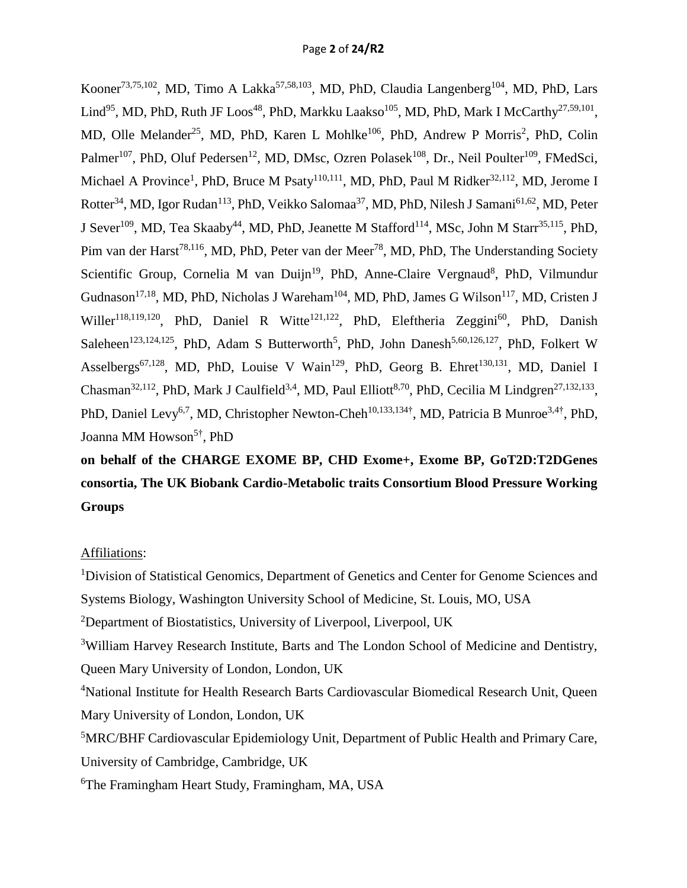Kooner[73,75,102], MD, Timo A Lakka[57,58,103], MD, PhD, Claudia Langenberg[104], MD, PhD, Lars Lind[95], MD, PhD, Ruth JF Loos[48], PhD, Markku Laakso[105], MD, PhD, Mark I McCarthy[27,59,101], MD, Olle Melander[25], MD, PhD, Karen L Mohlke[106], PhD, Andrew P Morris[2], PhD, Colin Palmer[107], PhD, Oluf Pedersen[12], MD, DMsc, Ozren Polasek[108], Dr., Neil Poulter[109], FMedSci, Michael A Province[1], PhD, Bruce M Psaty[110,111], MD, PhD, Paul M Ridker[32,112], MD, Jerome I Rotter[34], MD, Igor Rudan[113], PhD, Veikko Salomaa[37], MD, PhD, Nilesh J Samani[61,62], MD, Peter J Sever[109], MD, Tea Skaaby[44], MD, PhD, Jeanette M Stafford[114], MSc, John M Starr[35,115], PhD, Pim van der Harst[78,116], MD, PhD, Peter van der Meer[78], MD, PhD, The Understanding Society Scientific Group, Cornelia M van Duijn[19], PhD, Anne-Claire Vergnaud[8], PhD, Vilmundur Gudnason[17,18], MD, PhD, Nicholas J Wareham[104], MD, PhD, James G Wilson[117], MD, Cristen J Willer[118,119,120], PhD, Daniel R Witte[121,122], PhD, Eleftheria Zeggini[60], PhD, Danish Saleheen[123,124,125], PhD, Adam S Butterworth[5], PhD, John Danesh[5,60,126,127], PhD, Folkert W Asselbergs[67,128], MD, PhD, Louise V Wain[129], PhD, Georg B. Ehret[130,131], MD, Daniel I Chasman[32,112], PhD, Mark J Caulfield[3,4], MD, Paul Elliott[8,70], PhD, Cecilia M Lindgren[27,132,133], PhD, Daniel Levy[6,7], MD, Christopher Newton-Cheh[10,133,134†], MD, Patricia B Munroe[3,4†], PhD, Joanna MM Howson[5†], PhD

**on behalf of the CHARGE EXOME BP, CHD Exome+, Exome BP, GoT2D:T2DGenes consortia, The UK Biobank Cardio-Metabolic traits Consortium Blood Pressure Working Groups**

Affiliations:

[1]Division of Statistical Genomics, Department of Genetics and Center for Genome Sciences and Systems Biology, Washington University School of Medicine, St. Louis, MO, USA

[2]Department of Biostatistics, University of Liverpool, Liverpool, UK

[3]William Harvey Research Institute, Barts and The London School of Medicine and Dentistry, Queen Mary University of London, London, UK

[4]National Institute for Health Research Barts Cardiovascular Biomedical Research Unit, Queen Mary University of London, London, UK

[5]MRC/BHF Cardiovascular Epidemiology Unit, Department of Public Health and Primary Care, University of Cambridge, Cambridge, UK

[6]The Framingham Heart Study, Framingham, MA, USA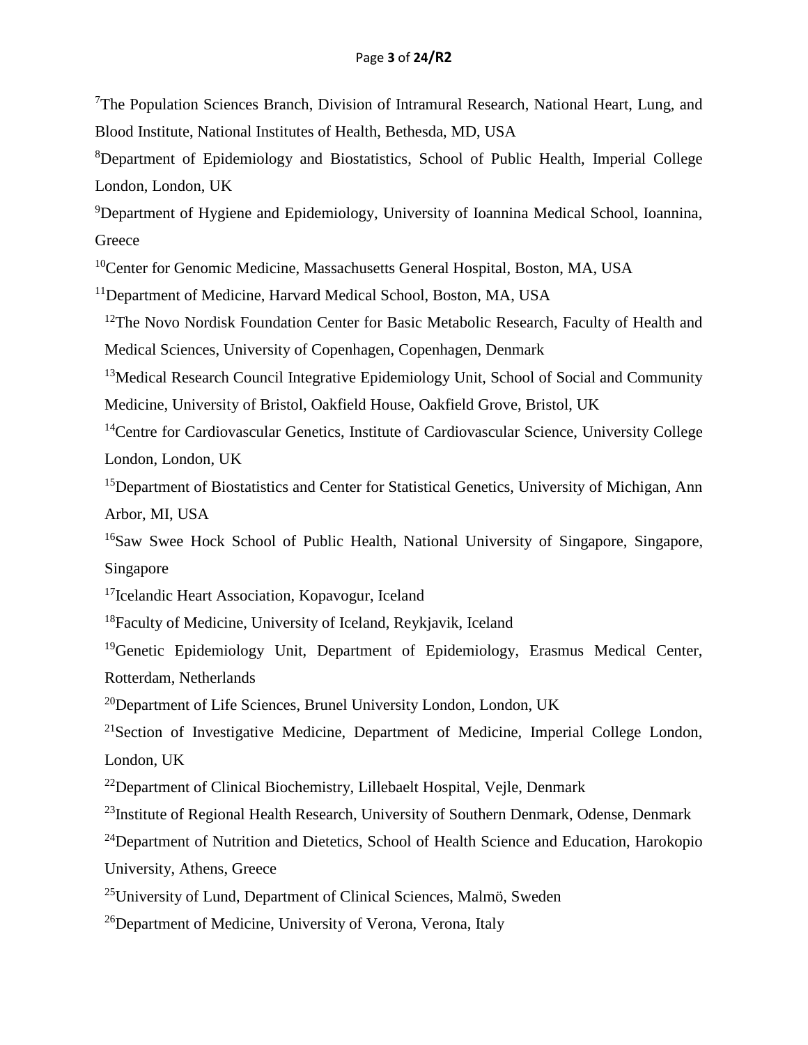[7]The Population Sciences Branch, Division of Intramural Research, National Heart, Lung, and Blood Institute, National Institutes of Health, Bethesda, MD, USA

[8]Department of Epidemiology and Biostatistics, School of Public Health, Imperial College London, London, UK

[9]Department of Hygiene and Epidemiology, University of Ioannina Medical School, Ioannina, Greece

[10]Center for Genomic Medicine, Massachusetts General Hospital, Boston, MA, USA

[11]Department of Medicine, Harvard Medical School, Boston, MA, USA

[12]The Novo Nordisk Foundation Center for Basic Metabolic Research, Faculty of Health and Medical Sciences, University of Copenhagen, Copenhagen, Denmark

[13]Medical Research Council Integrative Epidemiology Unit, School of Social and Community Medicine, University of Bristol, Oakfield House, Oakfield Grove, Bristol, UK

[14]Centre for Cardiovascular Genetics, Institute of Cardiovascular Science, University College London, London, UK

[15]Department of Biostatistics and Center for Statistical Genetics, University of Michigan, Ann Arbor, MI, USA

[16]Saw Swee Hock School of Public Health, National University of Singapore, Singapore, Singapore

[17]Icelandic Heart Association, Kopavogur, Iceland

[18]Faculty of Medicine, University of Iceland, Reykjavik, Iceland

[19]Genetic Epidemiology Unit, Department of Epidemiology, Erasmus Medical Center, Rotterdam, Netherlands

[20]Department of Life Sciences, Brunel University London, London, UK

[21]Section of Investigative Medicine, Department of Medicine, Imperial College London, London, UK

[22]Department of Clinical Biochemistry, Lillebaelt Hospital, Vejle, Denmark

[23]Institute of Regional Health Research, University of Southern Denmark, Odense, Denmark

[24]Department of Nutrition and Dietetics, School of Health Science and Education, Harokopio University, Athens, Greece

[25]University of Lund, Department of Clinical Sciences, Malmö, Sweden

[26]Department of Medicine, University of Verona, Verona, Italy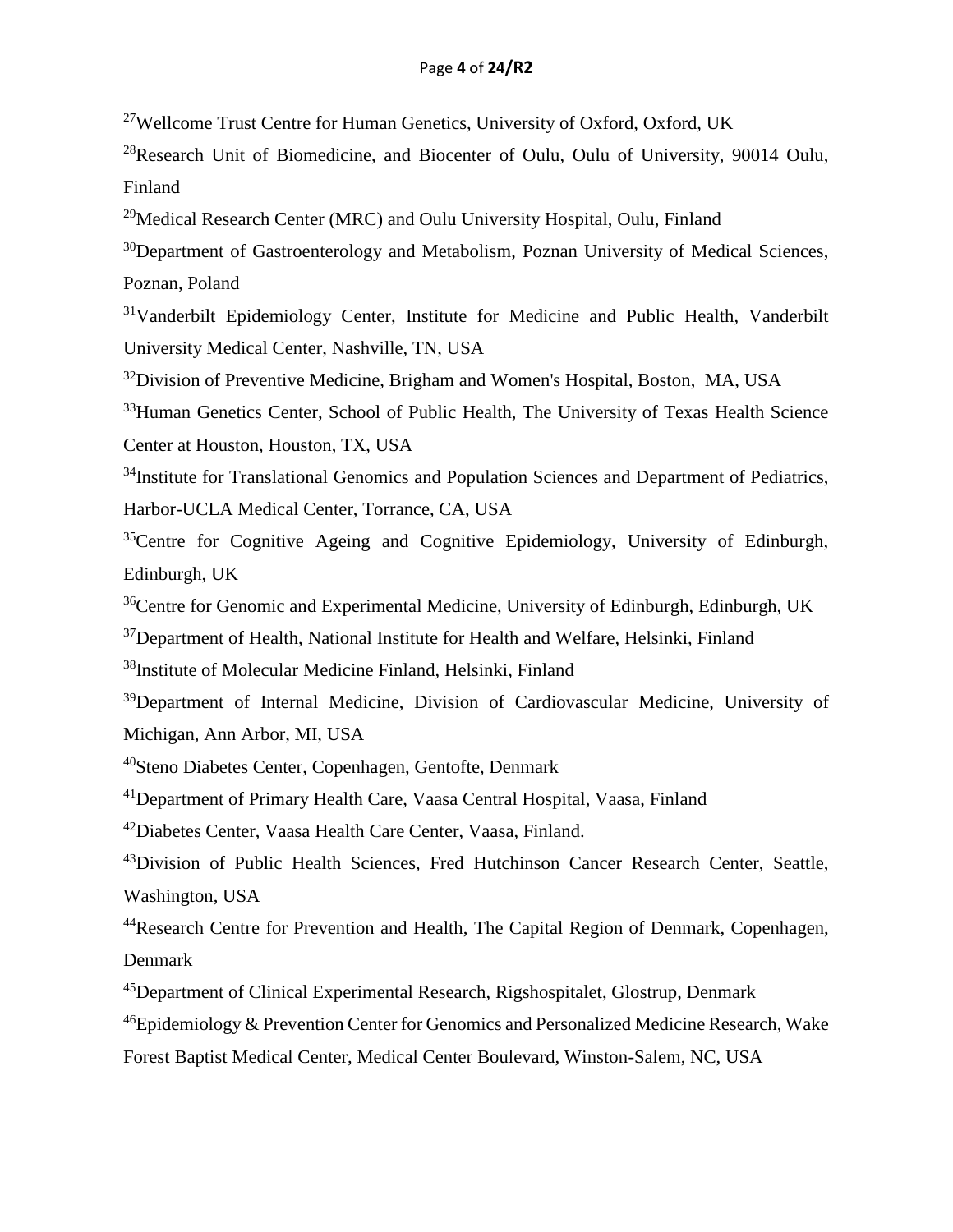[27]Wellcome Trust Centre for Human Genetics, University of Oxford, Oxford, UK

[28]Research Unit of Biomedicine, and Biocenter of Oulu, Oulu of University, 90014 Oulu, Finland

[29]Medical Research Center (MRC) and Oulu University Hospital, Oulu, Finland

[30]Department of Gastroenterology and Metabolism, Poznan University of Medical Sciences, Poznan, Poland

[31]Vanderbilt Epidemiology Center, Institute for Medicine and Public Health, Vanderbilt University Medical Center, Nashville, TN, USA

[32]Division of Preventive Medicine, Brigham and Women's Hospital, Boston, MA, USA

[33]Human Genetics Center, School of Public Health, The University of Texas Health Science Center at Houston, Houston, TX, USA

[34]Institute for Translational Genomics and Population Sciences and Department of Pediatrics, Harbor-UCLA Medical Center, Torrance, CA, USA

[35]Centre for Cognitive Ageing and Cognitive Epidemiology, University of Edinburgh, Edinburgh, UK

[36]Centre for Genomic and Experimental Medicine, University of Edinburgh, Edinburgh, UK

[37]Department of Health, National Institute for Health and Welfare, Helsinki, Finland

[38]Institute of Molecular Medicine Finland, Helsinki, Finland

[39]Department of Internal Medicine, Division of Cardiovascular Medicine, University of Michigan, Ann Arbor, MI, USA

[40]Steno Diabetes Center, Copenhagen, Gentofte, Denmark

[41]Department of Primary Health Care, Vaasa Central Hospital, Vaasa, Finland

[42]Diabetes Center, Vaasa Health Care Center, Vaasa, Finland.

[43]Division of Public Health Sciences, Fred Hutchinson Cancer Research Center, Seattle, Washington, USA

[44]Research Centre for Prevention and Health, The Capital Region of Denmark, Copenhagen, Denmark

[45]Department of Clinical Experimental Research, Rigshospitalet, Glostrup, Denmark

[46]Epidemiology & Prevention Center for Genomics and Personalized Medicine Research, Wake Forest Baptist Medical Center, Medical Center Boulevard, Winston-Salem, NC, USA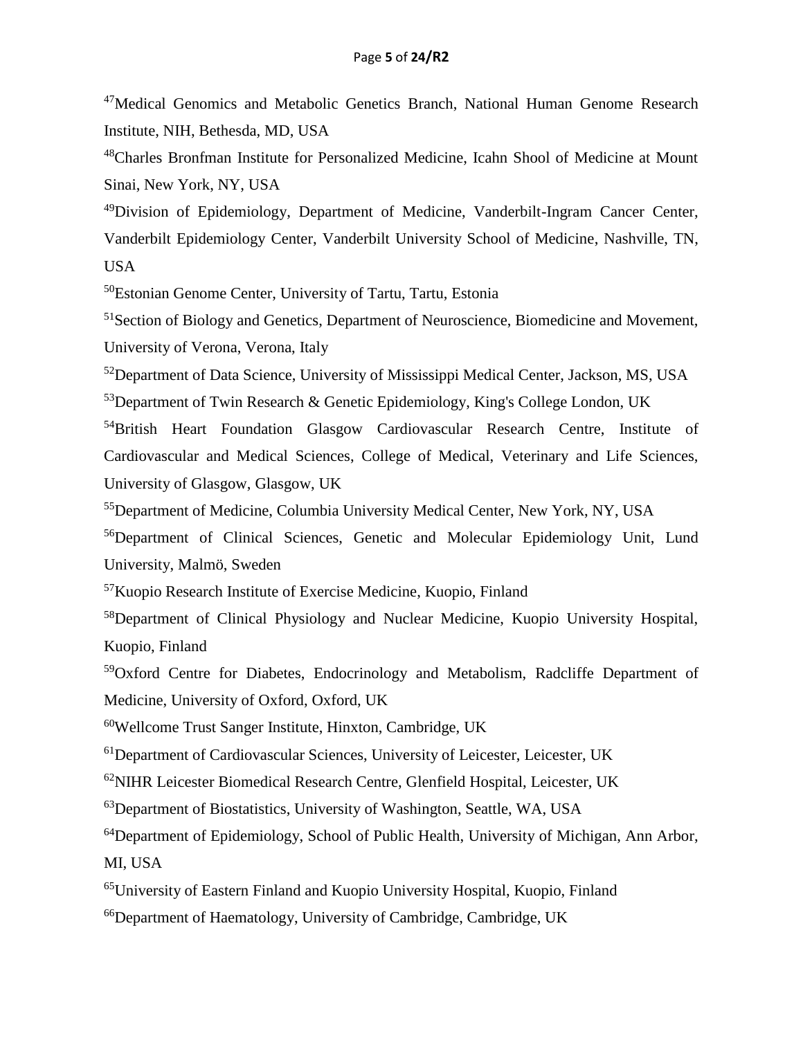[47]Medical Genomics and Metabolic Genetics Branch, National Human Genome Research Institute, NIH, Bethesda, MD, USA

[48]Charles Bronfman Institute for Personalized Medicine, Icahn Shool of Medicine at Mount Sinai, New York, NY, USA

[49]Division of Epidemiology, Department of Medicine, Vanderbilt-Ingram Cancer Center, Vanderbilt Epidemiology Center, Vanderbilt University School of Medicine, Nashville, TN, USA

[50]Estonian Genome Center, University of Tartu, Tartu, Estonia

[51]Section of Biology and Genetics, Department of Neuroscience, Biomedicine and Movement, University of Verona, Verona, Italy

[52]Department of Data Science, University of Mississippi Medical Center, Jackson, MS, USA

[53]Department of Twin Research & Genetic Epidemiology, King's College London, UK

[54]British Heart Foundation Glasgow Cardiovascular Research Centre, Institute of Cardiovascular and Medical Sciences, College of Medical, Veterinary and Life Sciences, University of Glasgow, Glasgow, UK

[55]Department of Medicine, Columbia University Medical Center, New York, NY, USA

[56]Department of Clinical Sciences, Genetic and Molecular Epidemiology Unit, Lund University, Malmö, Sweden

[57]Kuopio Research Institute of Exercise Medicine, Kuopio, Finland

[58]Department of Clinical Physiology and Nuclear Medicine, Kuopio University Hospital, Kuopio, Finland

[59]Oxford Centre for Diabetes, Endocrinology and Metabolism, Radcliffe Department of Medicine, University of Oxford, Oxford, UK

[60]Wellcome Trust Sanger Institute, Hinxton, Cambridge, UK

[61]Department of Cardiovascular Sciences, University of Leicester, Leicester, UK

[62]NIHR Leicester Biomedical Research Centre, Glenfield Hospital, Leicester, UK

[63]Department of Biostatistics, University of Washington, Seattle, WA, USA

[64]Department of Epidemiology, School of Public Health, University of Michigan, Ann Arbor, MI, USA

[65]University of Eastern Finland and Kuopio University Hospital, Kuopio, Finland

[66]Department of Haematology, University of Cambridge, Cambridge, UK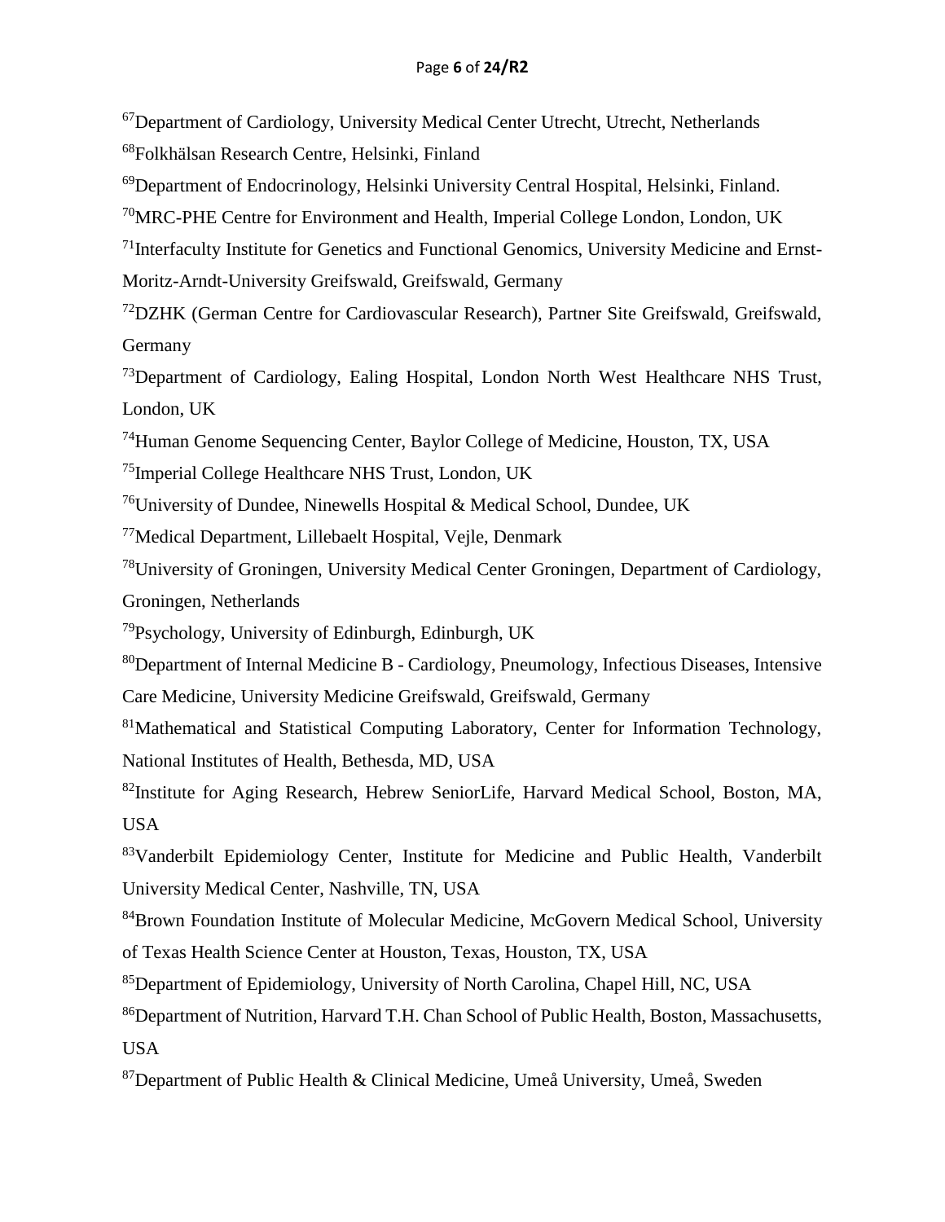[67]Department of Cardiology, University Medical Center Utrecht, Utrecht, Netherlands

[68]Folkhälsan Research Centre, Helsinki, Finland

[69]Department of Endocrinology, Helsinki University Central Hospital, Helsinki, Finland.

[70]MRC-PHE Centre for Environment and Health, Imperial College London, London, UK

[71]Interfaculty Institute for Genetics and Functional Genomics, University Medicine and Ernst-Moritz-Arndt-University Greifswald, Greifswald, Germany

[72]DZHK (German Centre for Cardiovascular Research), Partner Site Greifswald, Greifswald, Germany

[73]Department of Cardiology, Ealing Hospital, London North West Healthcare NHS Trust, London, UK

[74]Human Genome Sequencing Center, Baylor College of Medicine, Houston, TX, USA

[75]Imperial College Healthcare NHS Trust, London, UK

[76]University of Dundee, Ninewells Hospital & Medical School, Dundee, UK

[77]Medical Department, Lillebaelt Hospital, Vejle, Denmark

[78]University of Groningen, University Medical Center Groningen, Department of Cardiology, Groningen, Netherlands

[79]Psychology, University of Edinburgh, Edinburgh, UK

[80]Department of Internal Medicine B - Cardiology, Pneumology, Infectious Diseases, Intensive Care Medicine, University Medicine Greifswald, Greifswald, Germany

[81]Mathematical and Statistical Computing Laboratory, Center for Information Technology, National Institutes of Health, Bethesda, MD, USA

[82]Institute for Aging Research, Hebrew SeniorLife, Harvard Medical School, Boston, MA, USA

[83]Vanderbilt Epidemiology Center, Institute for Medicine and Public Health, Vanderbilt University Medical Center, Nashville, TN, USA

[84]Brown Foundation Institute of Molecular Medicine, McGovern Medical School, University of Texas Health Science Center at Houston, Texas, Houston, TX, USA

[85]Department of Epidemiology, University of North Carolina, Chapel Hill, NC, USA

[86]Department of Nutrition, Harvard T.H. Chan School of Public Health, Boston, Massachusetts, USA

[87]Department of Public Health & Clinical Medicine, Umeå University, Umeå, Sweden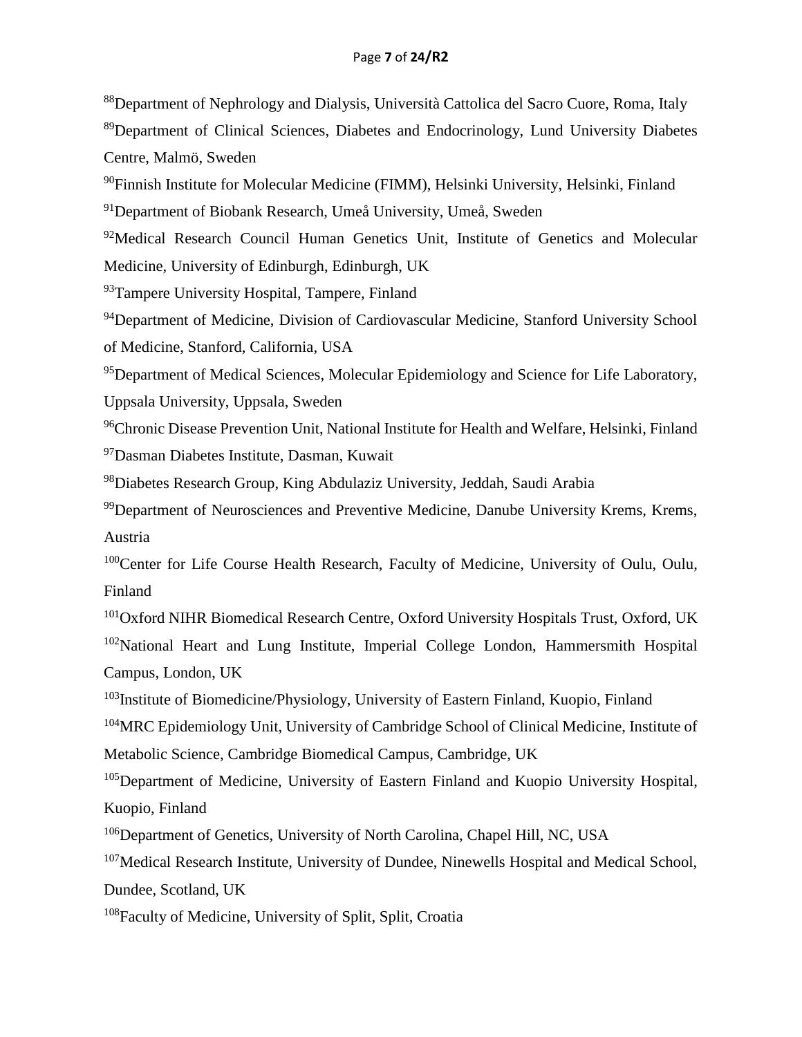[88]Department of Nephrology and Dialysis, Università Cattolica del Sacro Cuore, Roma, Italy

[89]Department of Clinical Sciences, Diabetes and Endocrinology, Lund University Diabetes Centre, Malmö, Sweden

[90]Finnish Institute for Molecular Medicine (FIMM), Helsinki University, Helsinki, Finland

[91]Department of Biobank Research, Umeå University, Umeå, Sweden

[92]Medical Research Council Human Genetics Unit, Institute of Genetics and Molecular Medicine, University of Edinburgh, Edinburgh, UK

[93]Tampere University Hospital, Tampere, Finland

[94]Department of Medicine, Division of Cardiovascular Medicine, Stanford University School of Medicine, Stanford, California, USA

[95]Department of Medical Sciences, Molecular Epidemiology and Science for Life Laboratory, Uppsala University, Uppsala, Sweden

[96]Chronic Disease Prevention Unit, National Institute for Health and Welfare, Helsinki, Finland

[97]Dasman Diabetes Institute, Dasman, Kuwait

[98]Diabetes Research Group, King Abdulaziz University, Jeddah, Saudi Arabia

[99]Department of Neurosciences and Preventive Medicine, Danube University Krems, Krems, Austria

[100]Center for Life Course Health Research, Faculty of Medicine, University of Oulu, Oulu, Finland

[101]Oxford NIHR Biomedical Research Centre, Oxford University Hospitals Trust, Oxford, UK

[102]National Heart and Lung Institute, Imperial College London, Hammersmith Hospital Campus, London, UK

[103]Institute of Biomedicine/Physiology, University of Eastern Finland, Kuopio, Finland

[104]MRC Epidemiology Unit, University of Cambridge School of Clinical Medicine, Institute of Metabolic Science, Cambridge Biomedical Campus, Cambridge, UK

[105]Department of Medicine, University of Eastern Finland and Kuopio University Hospital, Kuopio, Finland

[106]Department of Genetics, University of North Carolina, Chapel Hill, NC, USA

[107]Medical Research Institute, University of Dundee, Ninewells Hospital and Medical School, Dundee, Scotland, UK

[108]Faculty of Medicine, University of Split, Split, Croatia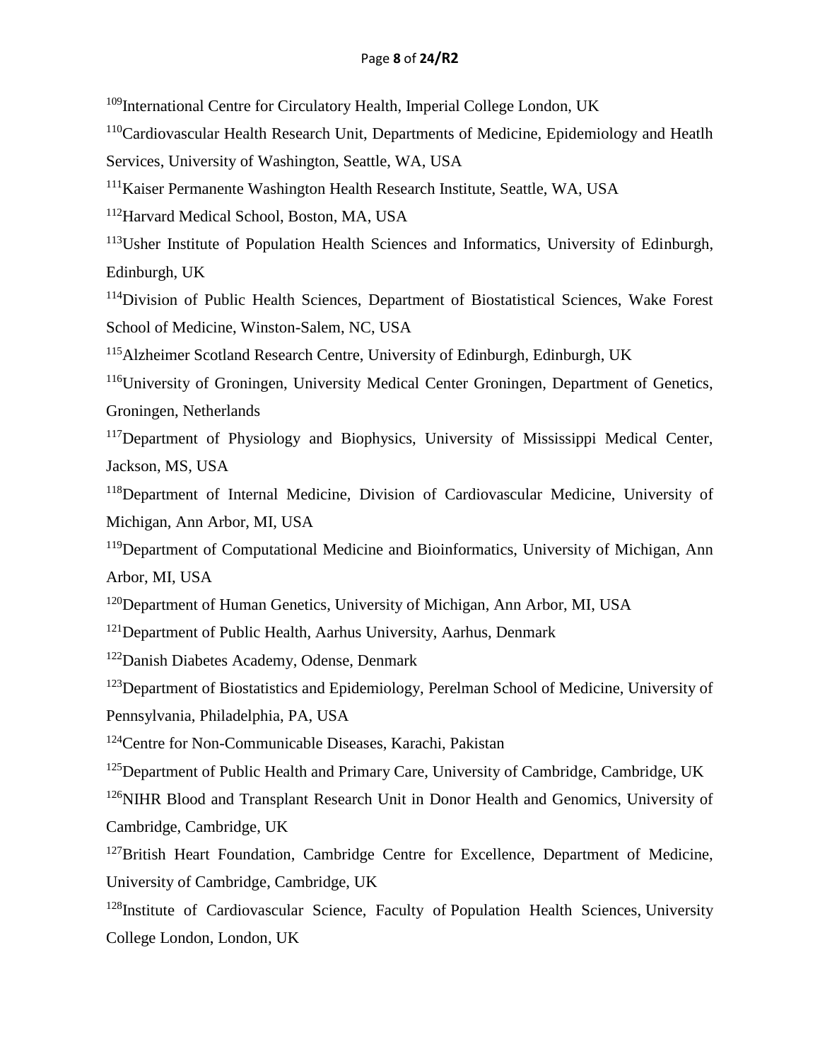[109]International Centre for Circulatory Health, Imperial College London, UK

[110]Cardiovascular Health Research Unit, Departments of Medicine, Epidemiology and Heatlh Services, University of Washington, Seattle, WA, USA

[111]Kaiser Permanente Washington Health Research Institute, Seattle, WA, USA

[112]Harvard Medical School, Boston, MA, USA

[113]Usher Institute of Population Health Sciences and Informatics, University of Edinburgh, Edinburgh, UK

[114]Division of Public Health Sciences, Department of Biostatistical Sciences, Wake Forest School of Medicine, Winston-Salem, NC, USA

[115]Alzheimer Scotland Research Centre, University of Edinburgh, Edinburgh, UK

[116]University of Groningen, University Medical Center Groningen, Department of Genetics, Groningen, Netherlands

[117]Department of Physiology and Biophysics, University of Mississippi Medical Center, Jackson, MS, USA

[118]Department of Internal Medicine, Division of Cardiovascular Medicine, University of Michigan, Ann Arbor, MI, USA

[119]Department of Computational Medicine and Bioinformatics, University of Michigan, Ann Arbor, MI, USA

[120]Department of Human Genetics, University of Michigan, Ann Arbor, MI, USA

[121]Department of Public Health, Aarhus University, Aarhus, Denmark

[122]Danish Diabetes Academy, Odense, Denmark

[123]Department of Biostatistics and Epidemiology, Perelman School of Medicine, University of Pennsylvania, Philadelphia, PA, USA

[124]Centre for Non-Communicable Diseases, Karachi, Pakistan

[125]Department of Public Health and Primary Care, University of Cambridge, Cambridge, UK

[126]NIHR Blood and Transplant Research Unit in Donor Health and Genomics, University of Cambridge, Cambridge, UK

[127]British Heart Foundation, Cambridge Centre for Excellence, Department of Medicine, University of Cambridge, Cambridge, UK

[128]Institute of Cardiovascular Science, Faculty of Population Health Sciences, University College London, London, UK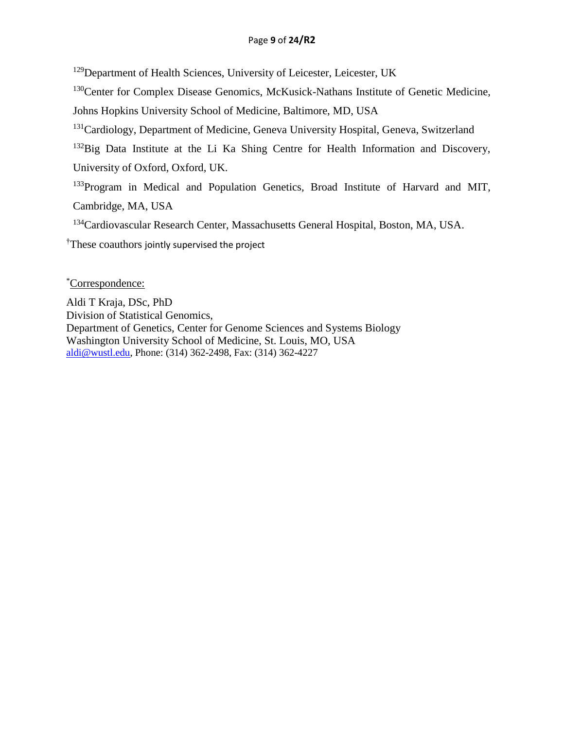[129]Department of Health Sciences, University of Leicester, Leicester, UK

[130]Center for Complex Disease Genomics, McKusick-Nathans Institute of Genetic Medicine, Johns Hopkins University School of Medicine, Baltimore, MD, USA

[131]Cardiology, Department of Medicine, Geneva University Hospital, Geneva, Switzerland

[132]Big Data Institute at the Li Ka Shing Centre for Health Information and Discovery, University of Oxford, Oxford, UK.

[133]Program in Medical and Population Genetics, Broad Institute of Harvard and MIT, Cambridge, MA, USA

[134]Cardiovascular Research Center, Massachusetts General Hospital, Boston, MA, USA.

[†]These coauthors jointly supervised the project

[*]Correspondence:

Aldi T Kraja, DSc, PhD
Division of Statistical Genomics,
Department of Genetics, Center for Genome Sciences and Systems Biology
Washington University School of Medicine, St. Louis, MO, USA
aldi@wustl.edu, Phone: (314) 362-2498, Fax: (314) 362-4227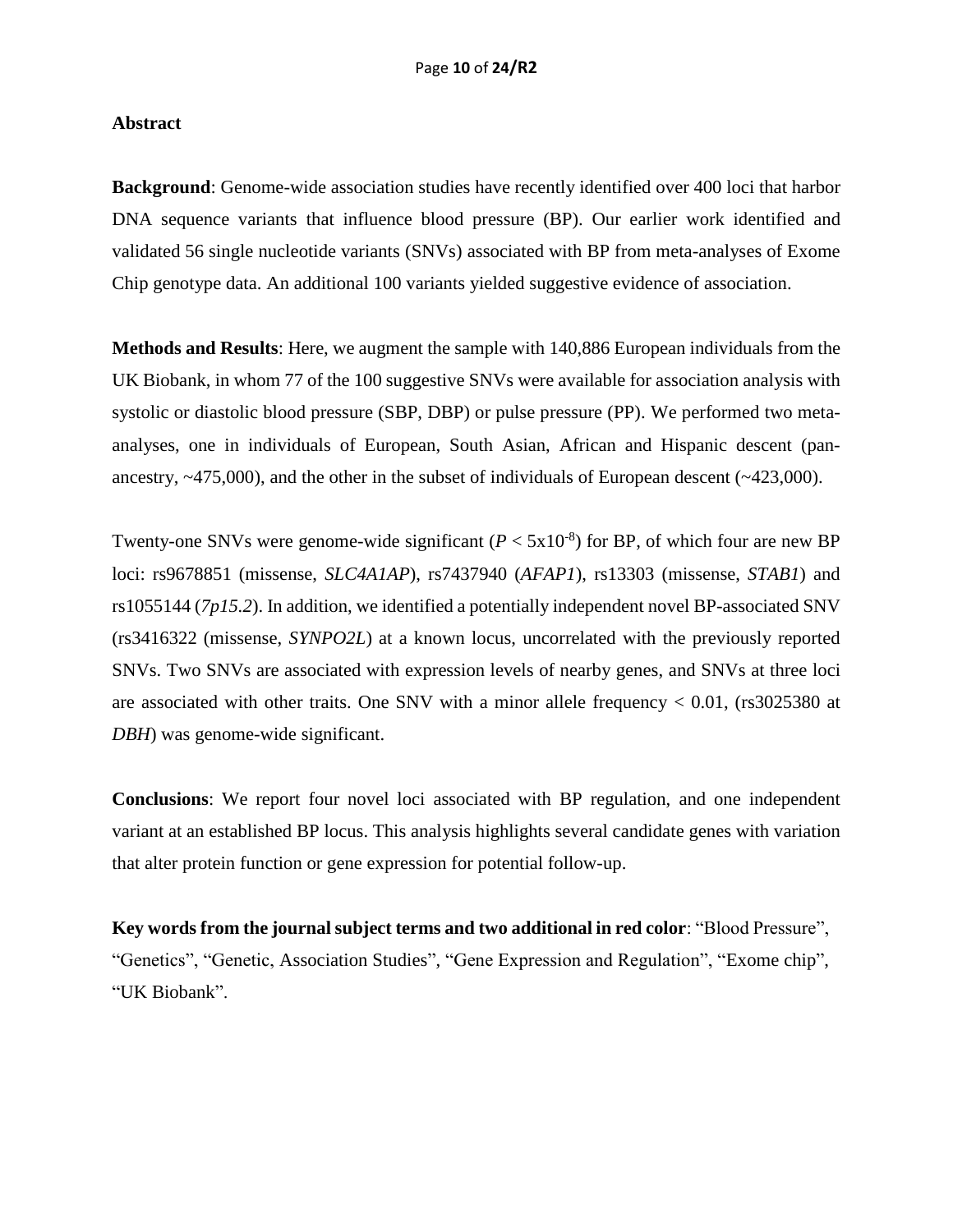## Abstract

**Background**: Genome-wide association studies have recently identified over 400 loci that harbor DNA sequence variants that influence blood pressure (BP). Our earlier work identified and validated 56 single nucleotide variants (SNVs) associated with BP from meta-analyses of Exome Chip genotype data. An additional 100 variants yielded suggestive evidence of association.

**Methods and Results**: Here, we augment the sample with 140,886 European individuals from the UK Biobank, in whom 77 of the 100 suggestive SNVs were available for association analysis with systolic or diastolic blood pressure (SBP, DBP) or pulse pressure (PP). We performed two meta-analyses, one in individuals of European, South Asian, African and Hispanic descent (pan-ancestry, ~475,000), and the other in the subset of individuals of European descent (~423,000).

Twenty-one SNVs were genome-wide significant ($P < 5x10^{-8}$) for BP, of which four are new BP loci: rs9678851 (missense, *SLC4A1AP*), rs7437940 (*AFAP1*), rs13303 (missense, *STAB1*) and rs1055144 (*7p15.2*). In addition, we identified a potentially independent novel BP-associated SNV (rs3416322 (missense, *SYNPO2L*) at a known locus, uncorrelated with the previously reported SNVs. Two SNVs are associated with expression levels of nearby genes, and SNVs at three loci are associated with other traits. One SNV with a minor allele frequency < 0.01, (rs3025380 at *DBH*) was genome-wide significant.

**Conclusions**: We report four novel loci associated with BP regulation, and one independent variant at an established BP locus. This analysis highlights several candidate genes with variation that alter protein function or gene expression for potential follow-up.

**Key words from the journal subject terms and two additional in red color**: "Blood Pressure", "Genetics", "Genetic, Association Studies", "Gene Expression and Regulation", "Exome chip", "UK Biobank".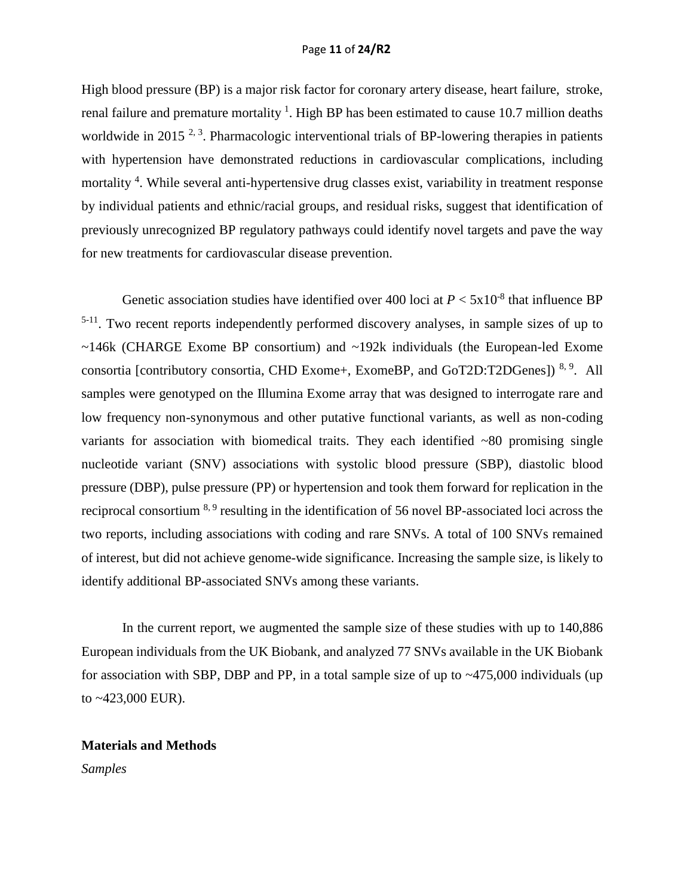High blood pressure (BP) is a major risk factor for coronary artery disease, heart failure, stroke, renal failure and premature mortality [1]. High BP has been estimated to cause 10.7 million deaths worldwide in 2015 [2, 3]. Pharmacologic interventional trials of BP-lowering therapies in patients with hypertension have demonstrated reductions in cardiovascular complications, including mortality [4]. While several anti-hypertensive drug classes exist, variability in treatment response by individual patients and ethnic/racial groups, and residual risks, suggest that identification of previously unrecognized BP regulatory pathways could identify novel targets and pave the way for new treatments for cardiovascular disease prevention.

Genetic association studies have identified over 400 loci at $P < 5x10^{-8}$ that influence BP [5-11]. Two recent reports independently performed discovery analyses, in sample sizes of up to ~146k (CHARGE Exome BP consortium) and ~192k individuals (the European-led Exome consortia [contributory consortia, CHD Exome+, ExomeBP, and GoT2D:T2DGenes]) [8, 9]. All samples were genotyped on the Illumina Exome array that was designed to interrogate rare and low frequency non-synonymous and other putative functional variants, as well as non-coding variants for association with biomedical traits. They each identified ~80 promising single nucleotide variant (SNV) associations with systolic blood pressure (SBP), diastolic blood pressure (DBP), pulse pressure (PP) or hypertension and took them forward for replication in the reciprocal consortium [8, 9] resulting in the identification of 56 novel BP-associated loci across the two reports, including associations with coding and rare SNVs. A total of 100 SNVs remained of interest, but did not achieve genome-wide significance. Increasing the sample size, is likely to identify additional BP-associated SNVs among these variants.

In the current report, we augmented the sample size of these studies with up to 140,886 European individuals from the UK Biobank, and analyzed 77 SNVs available in the UK Biobank for association with SBP, DBP and PP, in a total sample size of up to ~475,000 individuals (up to ~423,000 EUR).

## Materials and Methods

*Samples*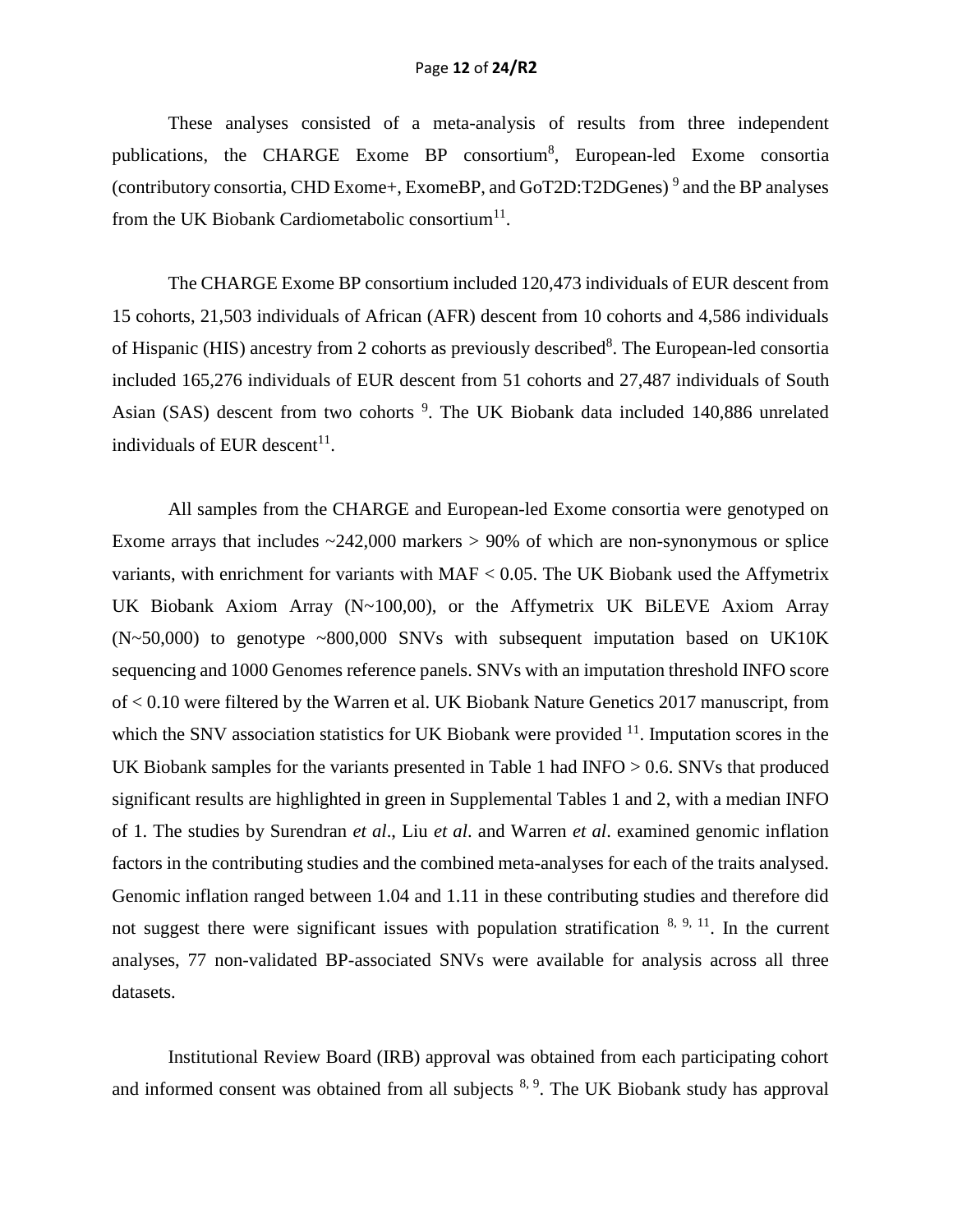These analyses consisted of a meta-analysis of results from three independent publications, the CHARGE Exome BP consortium[8], European-led Exome consortia (contributory consortia, CHD Exome+, ExomeBP, and GoT2D:T2DGenes) [9] and the BP analyses from the UK Biobank Cardiometabolic consortium[11].

The CHARGE Exome BP consortium included 120,473 individuals of EUR descent from 15 cohorts, 21,503 individuals of African (AFR) descent from 10 cohorts and 4,586 individuals of Hispanic (HIS) ancestry from 2 cohorts as previously described[8]. The European-led consortia included 165,276 individuals of EUR descent from 51 cohorts and 27,487 individuals of South Asian (SAS) descent from two cohorts [9]. The UK Biobank data included 140,886 unrelated individuals of EUR descent[11].

All samples from the CHARGE and European-led Exome consortia were genotyped on Exome arrays that includes ~242,000 markers > 90% of which are non-synonymous or splice variants, with enrichment for variants with MAF < 0.05. The UK Biobank used the Affymetrix UK Biobank Axiom Array (N~100,00), or the Affymetrix UK BiLEVE Axiom Array (N~50,000) to genotype ~800,000 SNVs with subsequent imputation based on UK10K sequencing and 1000 Genomes reference panels. SNVs with an imputation threshold INFO score of < 0.10 were filtered by the Warren et al. UK Biobank Nature Genetics 2017 manuscript, from which the SNV association statistics for UK Biobank were provided [11]. Imputation scores in the UK Biobank samples for the variants presented in Table 1 had INFO > 0.6. SNVs that produced significant results are highlighted in green in Supplemental Tables 1 and 2, with a median INFO of 1. The studies by Surendran *et al*., Liu *et al*. and Warren *et al*. examined genomic inflation factors in the contributing studies and the combined meta-analyses for each of the traits analysed. Genomic inflation ranged between 1.04 and 1.11 in these contributing studies and therefore did not suggest there were significant issues with population stratification [8, 9, 11]. In the current analyses, 77 non-validated BP-associated SNVs were available for analysis across all three datasets.

Institutional Review Board (IRB) approval was obtained from each participating cohort and informed consent was obtained from all subjects [8, 9]. The UK Biobank study has approval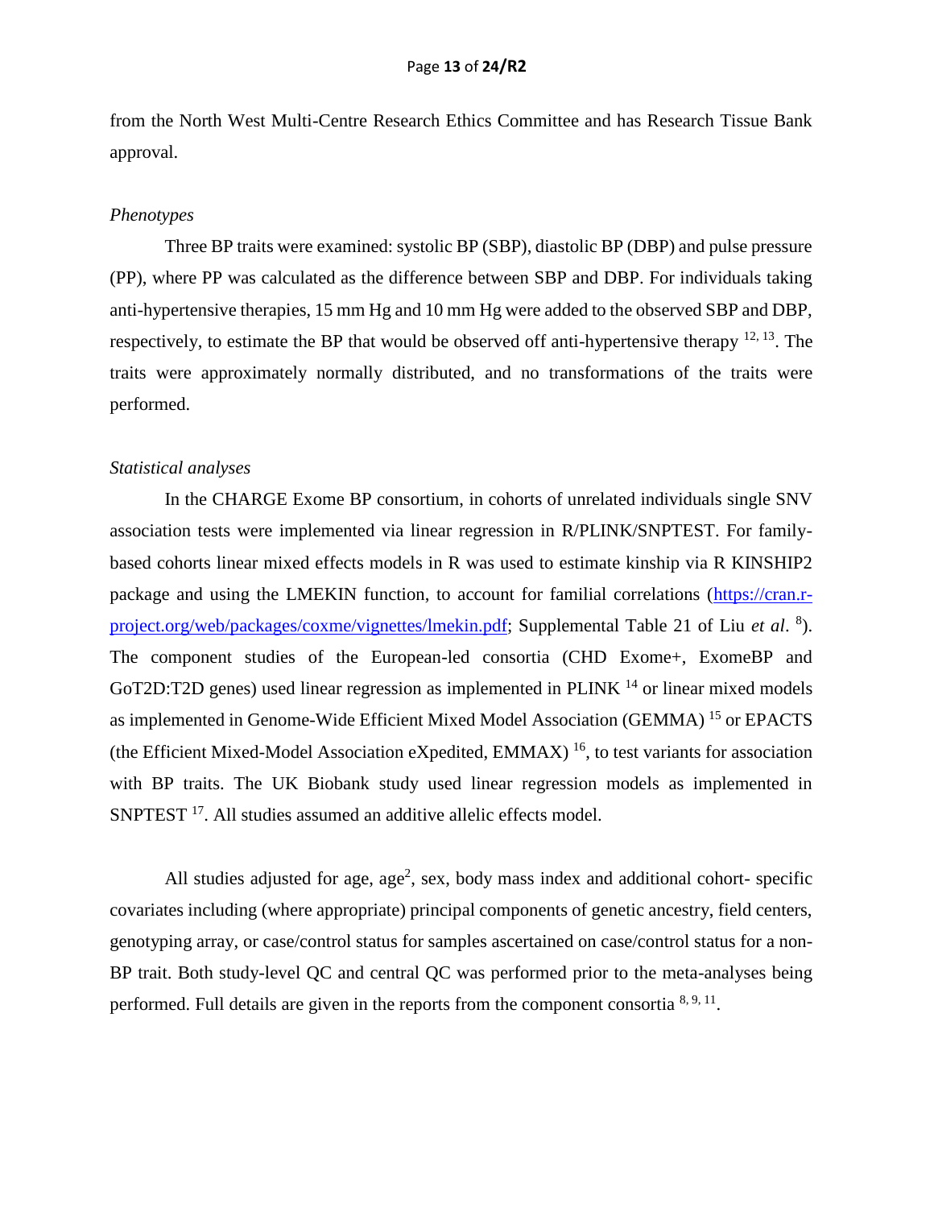from the North West Multi-Centre Research Ethics Committee and has Research Tissue Bank approval.

*Phenotypes*

Three BP traits were examined: systolic BP (SBP), diastolic BP (DBP) and pulse pressure (PP), where PP was calculated as the difference between SBP and DBP. For individuals taking anti-hypertensive therapies, 15 mm Hg and 10 mm Hg were added to the observed SBP and DBP, respectively, to estimate the BP that would be observed off anti-hypertensive therapy [12, 13]. The traits were approximately normally distributed, and no transformations of the traits were performed.

*Statistical analyses*

In the CHARGE Exome BP consortium, in cohorts of unrelated individuals single SNV association tests were implemented via linear regression in R/PLINK/SNPTEST. For family-based cohorts linear mixed effects models in R was used to estimate kinship via R KINSHIP2 package and using the LMEKIN function, to account for familial correlations (https://cran.r-project.org/web/packages/coxme/vignettes/lmekin.pdf; Supplemental Table 21 of Liu *et al*. [8]). The component studies of the European-led consortia (CHD Exome+, ExomeBP and GoT2D:T2D genes) used linear regression as implemented in PLINK [14] or linear mixed models as implemented in Genome-Wide Efficient Mixed Model Association (GEMMA) [15] or EPACTS (the Efficient Mixed-Model Association eXpedited, EMMAX) [16], to test variants for association with BP traits. The UK Biobank study used linear regression models as implemented in SNPTEST [17]. All studies assumed an additive allelic effects model.

All studies adjusted for age, $age^2$, sex, body mass index and additional cohort- specific covariates including (where appropriate) principal components of genetic ancestry, field centers, genotyping array, or case/control status for samples ascertained on case/control status for a non-BP trait. Both study-level QC and central QC was performed prior to the meta-analyses being performed. Full details are given in the reports from the component consortia [8, 9, 11].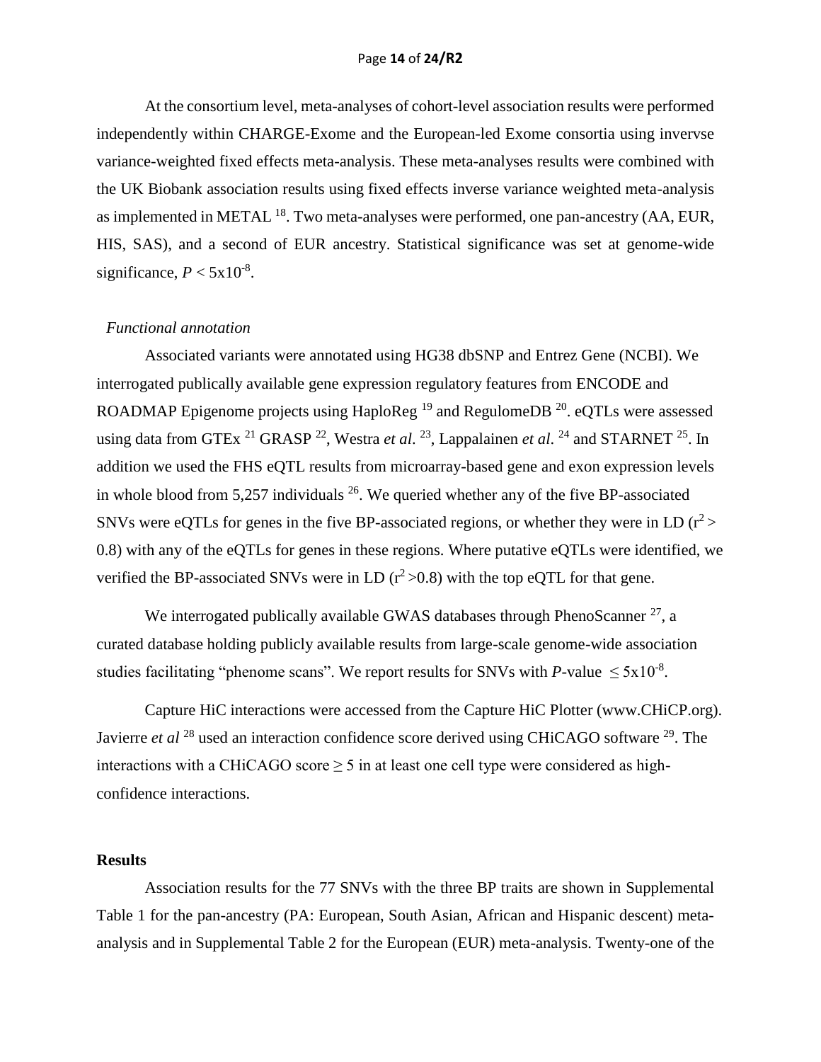At the consortium level, meta-analyses of cohort-level association results were performed independently within CHARGE-Exome and the European-led Exome consortia using invervse variance-weighted fixed effects meta-analysis. These meta-analyses results were combined with the UK Biobank association results using fixed effects inverse variance weighted meta-analysis as implemented in METAL [18]. Two meta-analyses were performed, one pan-ancestry (AA, EUR, HIS, SAS), and a second of EUR ancestry. Statistical significance was set at genome-wide significance, $P < 5x10^{-8}$.

*Functional annotation*

Associated variants were annotated using HG38 dbSNP and Entrez Gene (NCBI). We interrogated publically available gene expression regulatory features from ENCODE and ROADMAP Epigenome projects using HaploReg [19] and RegulomeDB [20]. eQTLs were assessed using data from GTEx [21] GRASP [22], Westra *et al*. [23], Lappalainen *et al*. [24] and STARNET [25]. In addition we used the FHS eQTL results from microarray-based gene and exon expression levels in whole blood from 5,257 individuals [26]. We queried whether any of the five BP-associated SNVs were eQTLs for genes in the five BP-associated regions, or whether they were in LD ($r^2 > 0.8$) with any of the eQTLs for genes in these regions. Where putative eQTLs were identified, we verified the BP-associated SNVs were in LD ($r^2 > 0.8$) with the top eQTL for that gene.

We interrogated publically available GWAS databases through PhenoScanner [27], a curated database holding publicly available results from large-scale genome-wide association studies facilitating "phenome scans". We report results for SNVs with *P*-value $\leq 5x10^{-8}$.

Capture HiC interactions were accessed from the Capture HiC Plotter (www.CHiCP.org). Javierre *et al* [28] used an interaction confidence score derived using CHiCAGO software [29]. The interactions with a CHiCAGO score $\geq 5$ in at least one cell type were considered as high-confidence interactions.

## Results

Association results for the 77 SNVs with the three BP traits are shown in Supplemental Table 1 for the pan-ancestry (PA: European, South Asian, African and Hispanic descent) meta-analysis and in Supplemental Table 2 for the European (EUR) meta-analysis. Twenty-one of the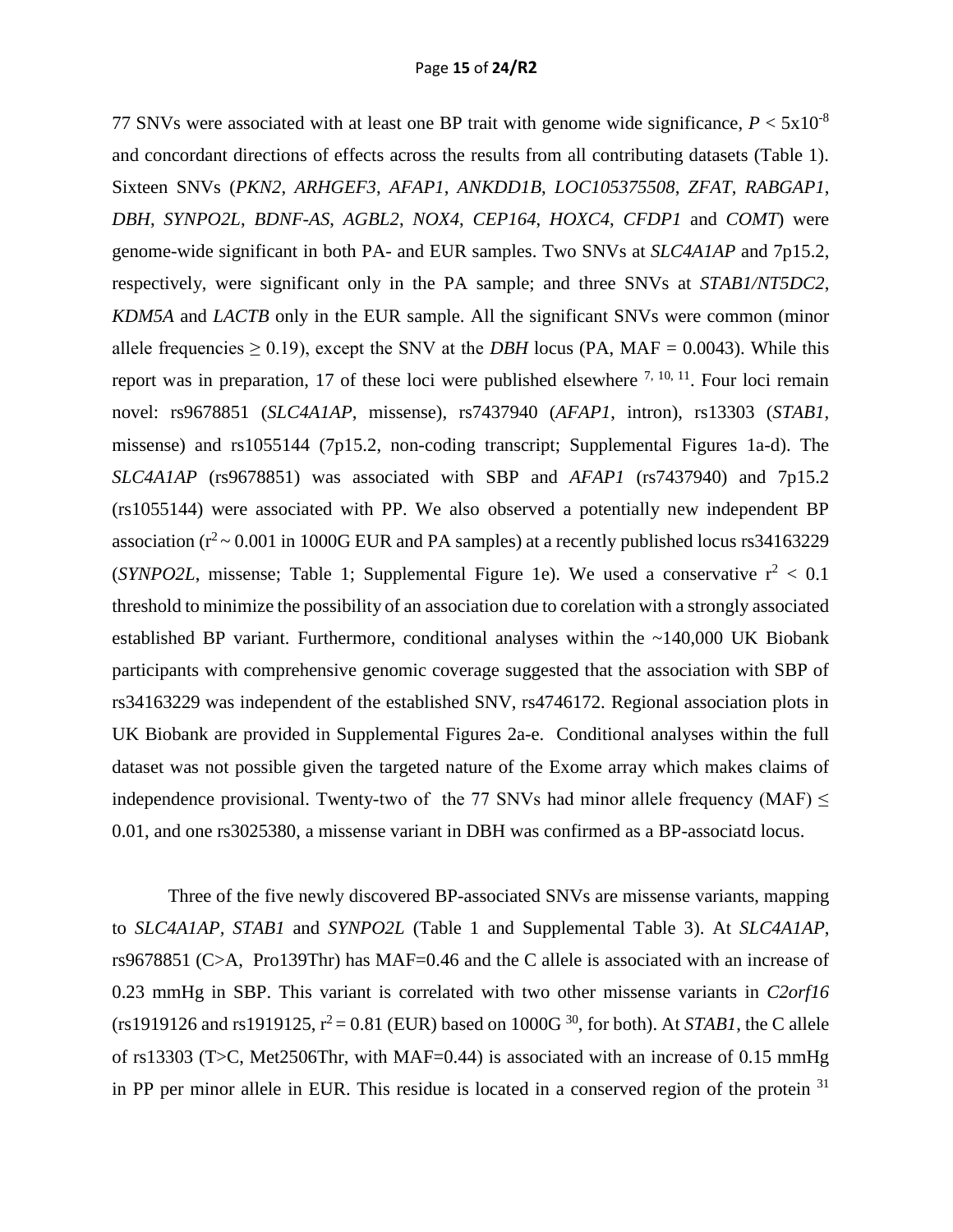77 SNVs were associated with at least one BP trait with genome wide significance, $P < 5x10^{-8}$ and concordant directions of effects across the results from all contributing datasets (Table 1). Sixteen SNVs (*PKN2*, *ARHGEF3*, *AFAP1*, *ANKDD1B*, *LOC105375508*, *ZFAT*, *RABGAP1*, *DBH*, *SYNPO2L*, *BDNF-AS*, *AGBL2*, *NOX4*, *CEP164*, *HOXC4*, *CFDP1* and *COMT*) were genome-wide significant in both PA- and EUR samples. Two SNVs at *SLC4A1AP* and 7p15.2, respectively, were significant only in the PA sample; and three SNVs at *STAB1/NT5DC2*, *KDM5A* and *LACTB* only in the EUR sample. All the significant SNVs were common (minor allele frequencies $\geq 0.19$), except the SNV at the *DBH* locus (PA, MAF = 0.0043). While this report was in preparation, 17 of these loci were published elsewhere [7, 10, 11]. Four loci remain novel: rs9678851 (*SLC4A1AP*, missense), rs7437940 (*AFAP1*, intron), rs13303 (*STAB1*, missense) and rs1055144 (7p15.2, non-coding transcript; Supplemental Figures 1a-d). The *SLC4A1AP* (rs9678851) was associated with SBP and *AFAP1* (rs7437940) and 7p15.2 (rs1055144) were associated with PP. We also observed a potentially new independent BP association ($r^2 \sim 0.001$ in 1000G EUR and PA samples) at a recently published locus rs34163229 (*SYNPO2L*, missense; Table 1; Supplemental Figure 1e). We used a conservative $r^2 < 0.1$ threshold to minimize the possibility of an association due to corelation with a strongly associated established BP variant. Furthermore, conditional analyses within the ~140,000 UK Biobank participants with comprehensive genomic coverage suggested that the association with SBP of rs34163229 was independent of the established SNV, rs4746172. Regional association plots in UK Biobank are provided in Supplemental Figures 2a-e. Conditional analyses within the full dataset was not possible given the targeted nature of the Exome array which makes claims of independence provisional. Twenty-two of the 77 SNVs had minor allele frequency (MAF) $\leq$ 0.01, and one rs3025380, a missense variant in DBH was confirmed as a BP-associatd locus.

Three of the five newly discovered BP-associated SNVs are missense variants, mapping to *SLC4A1AP*, *STAB1* and *SYNPO2L* (Table 1 and Supplemental Table 3). At *SLC4A1AP*, rs9678851 (C>A, Pro139Thr) has MAF=0.46 and the C allele is associated with an increase of 0.23 mmHg in SBP. This variant is correlated with two other missense variants in *C2orf16* (rs1919126 and rs1919125, $r^2 = 0.81$ (EUR) based on 1000G [30], for both). At *STAB1*, the C allele of rs13303 (T>C, Met2506Thr, with MAF=0.44) is associated with an increase of 0.15 mmHg in PP per minor allele in EUR. This residue is located in a conserved region of the protein [31]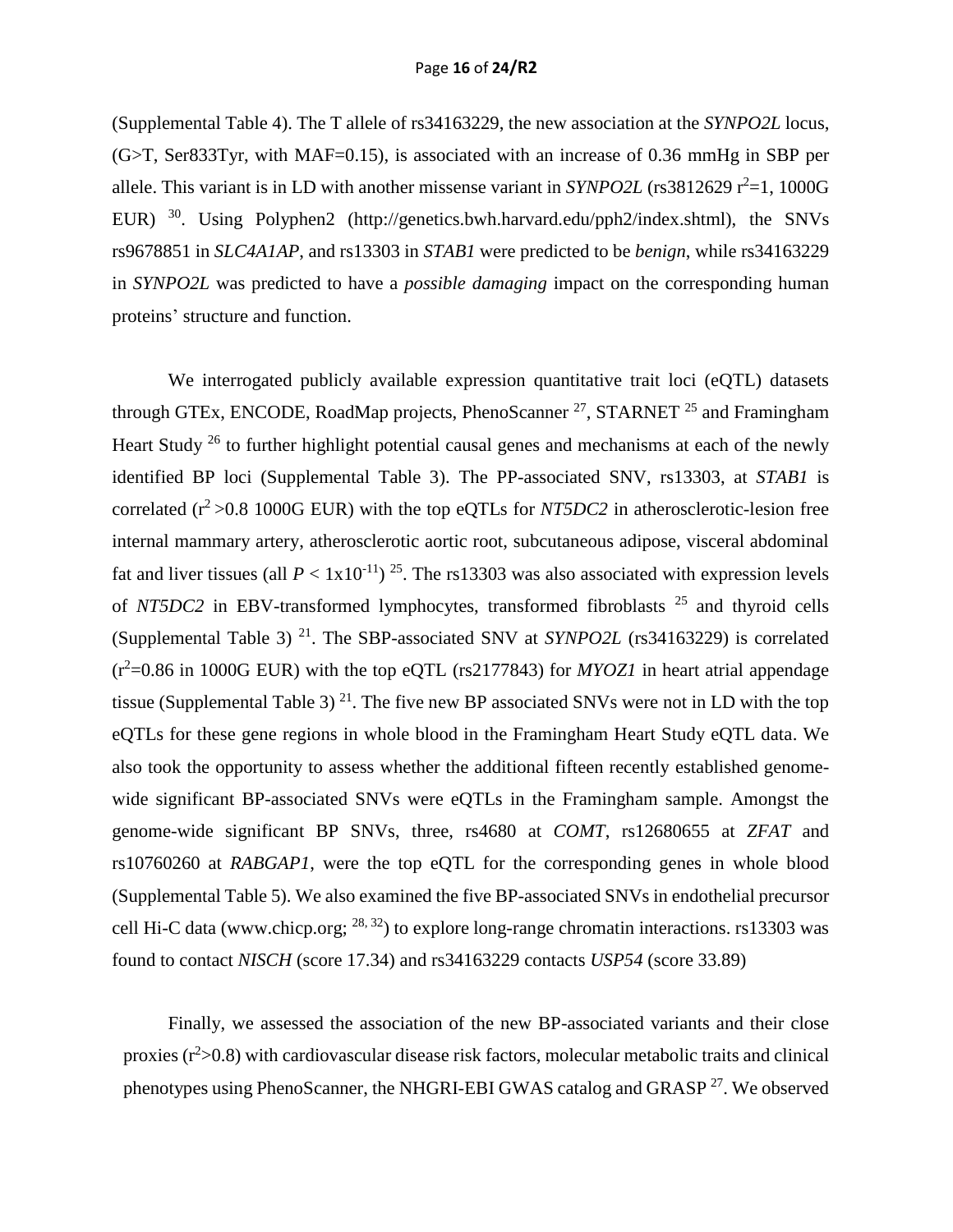(Supplemental Table 4). The T allele of rs34163229, the new association at the *SYNPO2L* locus, (G>T, Ser833Tyr, with MAF=0.15), is associated with an increase of 0.36 mmHg in SBP per allele. This variant is in LD with another missense variant in *SYNPO2L* (rs3812629 $r^2$=1, 1000G EUR) [30]. Using Polyphen2 (http://genetics.bwh.harvard.edu/pph2/index.shtml), the SNVs rs9678851 in *SLC4A1AP*, and rs13303 in *STAB1* were predicted to be *benign*, while rs34163229 in *SYNPO2L* was predicted to have a *possible damaging* impact on the corresponding human proteins' structure and function.

We interrogated publicly available expression quantitative trait loci (eQTL) datasets through GTEx, ENCODE, RoadMap projects, PhenoScanner [27], STARNET [25] and Framingham Heart Study [26] to further highlight potential causal genes and mechanisms at each of the newly identified BP loci (Supplemental Table 3). The PP-associated SNV, rs13303, at *STAB1* is correlated ($r^2$ >0.8 1000G EUR) with the top eQTLs for *NT5DC2* in atherosclerotic-lesion free internal mammary artery, atherosclerotic aortic root, subcutaneous adipose, visceral abdominal fat and liver tissues (all $P < 1x10^{-11}$) [25]. The rs13303 was also associated with expression levels of *NT5DC2* in EBV-transformed lymphocytes, transformed fibroblasts [25] and thyroid cells (Supplemental Table 3) [21]. The SBP-associated SNV at *SYNPO2L* (rs34163229) is correlated ($r^2$=0.86 in 1000G EUR) with the top eQTL (rs2177843) for *MYOZ1* in heart atrial appendage tissue (Supplemental Table 3) [21]. The five new BP associated SNVs were not in LD with the top eQTLs for these gene regions in whole blood in the Framingham Heart Study eQTL data. We also took the opportunity to assess whether the additional fifteen recently established genome-wide significant BP-associated SNVs were eQTLs in the Framingham sample. Amongst the genome-wide significant BP SNVs, three, rs4680 at *COMT*, rs12680655 at *ZFAT* and rs10760260 at *RABGAP1*, were the top eQTL for the corresponding genes in whole blood (Supplemental Table 5). We also examined the five BP-associated SNVs in endothelial precursor cell Hi-C data (www.chicp.org; [28, 32]) to explore long-range chromatin interactions. rs13303 was found to contact *NISCH* (score 17.34) and rs34163229 contacts *USP54* (score 33.89)

Finally, we assessed the association of the new BP-associated variants and their close proxies ($r^2$>0.8) with cardiovascular disease risk factors, molecular metabolic traits and clinical phenotypes using PhenoScanner, the NHGRI-EBI GWAS catalog and GRASP [27]. We observed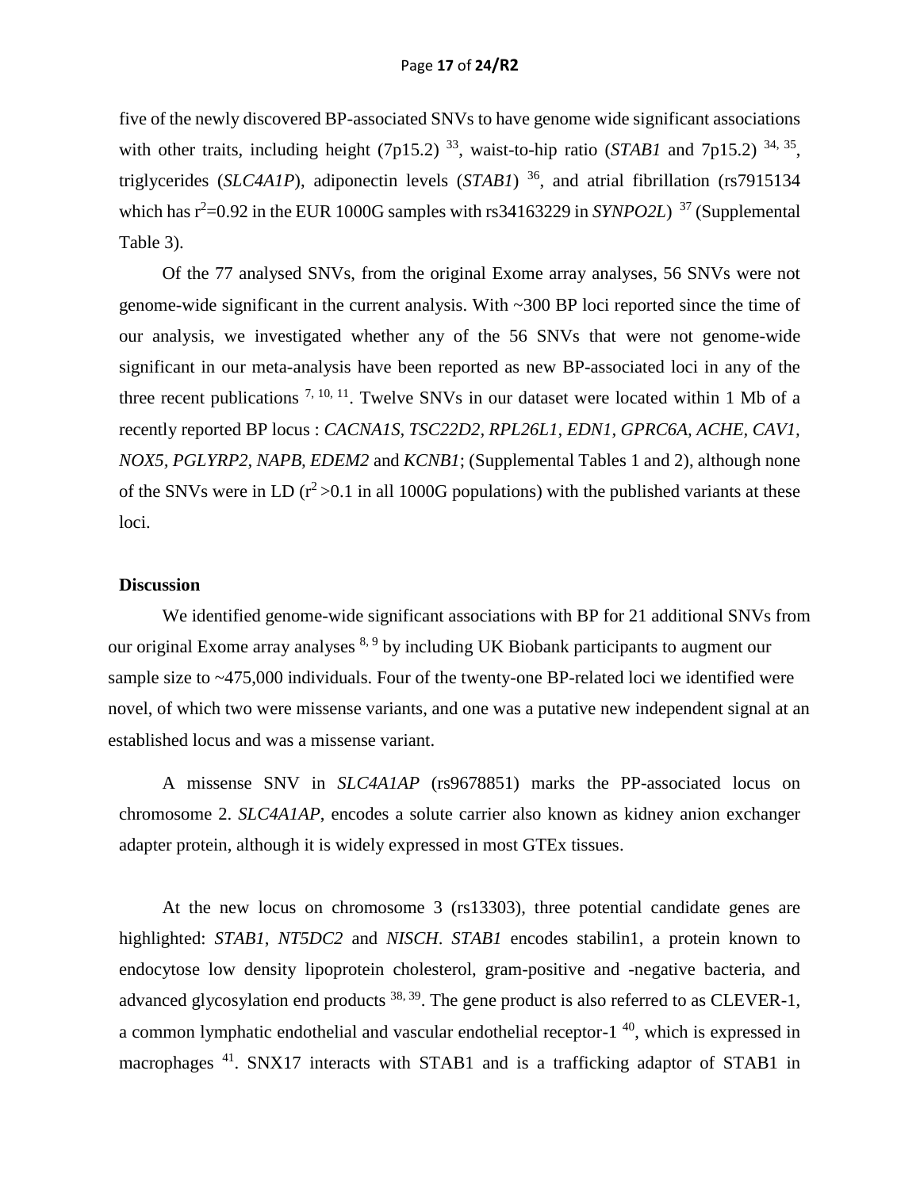five of the newly discovered BP-associated SNVs to have genome wide significant associations with other traits, including height (7p15.2) [33], waist-to-hip ratio (*STAB1* and 7p15.2) [34, 35], triglycerides (*SLC4A1P*), adiponectin levels (*STAB1*) [36], and atrial fibrillation (rs7915134 which has $r^2$=0.92 in the EUR 1000G samples with rs34163229 in *SYNPO2L*) [37] (Supplemental Table 3).

Of the 77 analysed SNVs, from the original Exome array analyses, 56 SNVs were not genome-wide significant in the current analysis. With ~300 BP loci reported since the time of our analysis, we investigated whether any of the 56 SNVs that were not genome-wide significant in our meta-analysis have been reported as new BP-associated loci in any of the three recent publications [7, 10, 11]. Twelve SNVs in our dataset were located within 1 Mb of a recently reported BP locus : *CACNA1S, TSC22D2, RPL26L1, EDN1, GPRC6A, ACHE, CAV1, NOX5, PGLYRP2, NAPB, EDEM2* and *KCNB1*; (Supplemental Tables 1 and 2), although none of the SNVs were in LD ($r^2$ >0.1 in all 1000G populations) with the published variants at these loci.

## Discussion

We identified genome-wide significant associations with BP for 21 additional SNVs from our original Exome array analyses [8, 9] by including UK Biobank participants to augment our sample size to ~475,000 individuals. Four of the twenty-one BP-related loci we identified were novel, of which two were missense variants, and one was a putative new independent signal at an established locus and was a missense variant.

A missense SNV in *SLC4A1AP* (rs9678851) marks the PP-associated locus on chromosome 2. *SLC4A1AP*, encodes a solute carrier also known as kidney anion exchanger adapter protein, although it is widely expressed in most GTEx tissues.

At the new locus on chromosome 3 (rs13303), three potential candidate genes are highlighted: *STAB1*, *NT5DC2* and *NISCH*. *STAB1* encodes stabilin1, a protein known to endocytose low density lipoprotein cholesterol, gram-positive and -negative bacteria, and advanced glycosylation end products [38, 39]. The gene product is also referred to as CLEVER-1, a common lymphatic endothelial and vascular endothelial receptor-1 [40], which is expressed in macrophages [41]. SNX17 interacts with STAB1 and is a trafficking adaptor of STAB1 in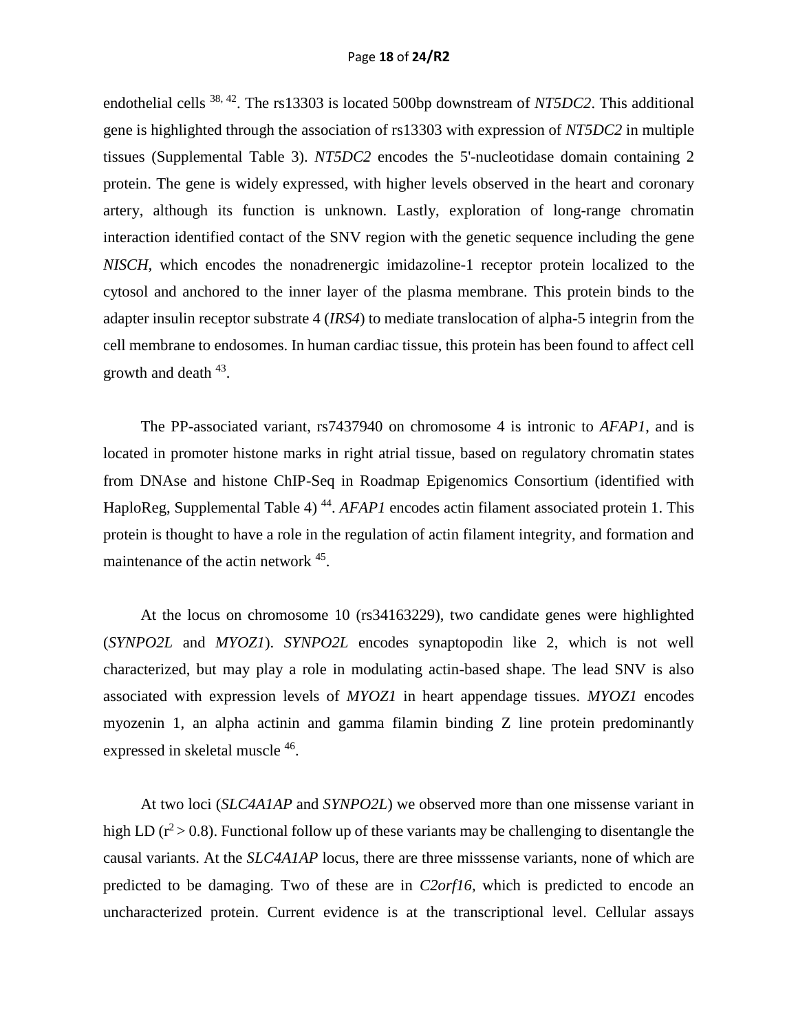endothelial cells [38, 42]. The rs13303 is located 500bp downstream of *NT5DC2*. This additional gene is highlighted through the association of rs13303 with expression of *NT5DC2* in multiple tissues (Supplemental Table 3). *NT5DC2* encodes the 5'-nucleotidase domain containing 2 protein. The gene is widely expressed, with higher levels observed in the heart and coronary artery, although its function is unknown. Lastly, exploration of long-range chromatin interaction identified contact of the SNV region with the genetic sequence including the gene *NISCH,* which encodes the nonadrenergic imidazoline-1 receptor protein localized to the cytosol and anchored to the inner layer of the plasma membrane. This protein binds to the adapter insulin receptor substrate 4 (*IRS4*) to mediate translocation of alpha-5 integrin from the cell membrane to endosomes. In human cardiac tissue, this protein has been found to affect cell growth and death [43].

The PP-associated variant, rs7437940 on chromosome 4 is intronic to *AFAP1*, and is located in promoter histone marks in right atrial tissue, based on regulatory chromatin states from DNAse and histone ChIP-Seq in Roadmap Epigenomics Consortium (identified with HaploReg, Supplemental Table 4) [44]. *AFAP1* encodes actin filament associated protein 1. This protein is thought to have a role in the regulation of actin filament integrity, and formation and maintenance of the actin network [45].

At the locus on chromosome 10 (rs34163229), two candidate genes were highlighted (*SYNPO2L* and *MYOZ1*). *SYNPO2L* encodes synaptopodin like 2, which is not well characterized, but may play a role in modulating actin-based shape. The lead SNV is also associated with expression levels of *MYOZ1* in heart appendage tissues. *MYOZ1* encodes myozenin 1, an alpha actinin and gamma filamin binding Z line protein predominantly expressed in skeletal muscle [46].

At two loci (*SLC4A1AP* and *SYNPO2L*) we observed more than one missense variant in high LD ($r^2 > 0.8$). Functional follow up of these variants may be challenging to disentangle the causal variants. At the *SLC4A1AP* locus, there are three misssense variants, none of which are predicted to be damaging. Two of these are in *C2orf16,* which is predicted to encode an uncharacterized protein. Current evidence is at the transcriptional level. Cellular assays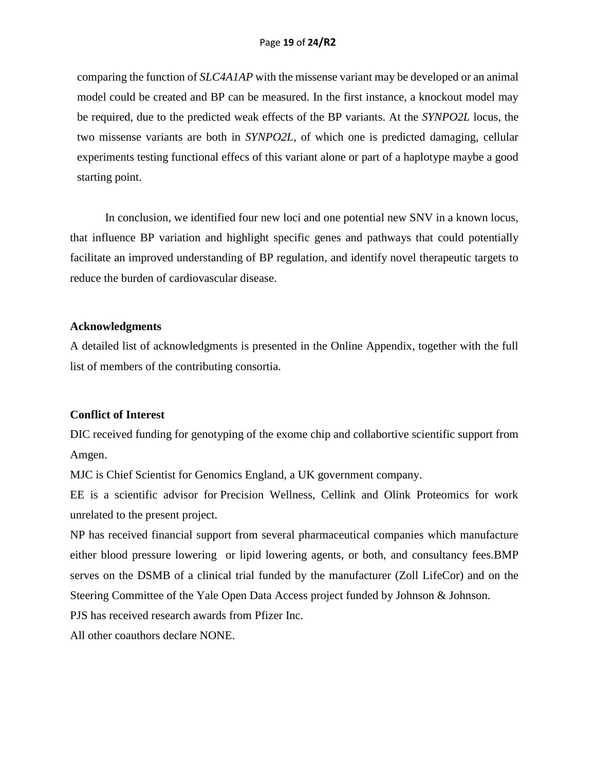comparing the function of *SLC4A1AP* with the missense variant may be developed or an animal model could be created and BP can be measured. In the first instance, a knockout model may be required, due to the predicted weak effects of the BP variants. At the *SYNPO2L* locus, the two missense variants are both in *SYNPO2L*, of which one is predicted damaging, cellular experiments testing functional effecs of this variant alone or part of a haplotype maybe a good starting point.

In conclusion, we identified four new loci and one potential new SNV in a known locus, that influence BP variation and highlight specific genes and pathways that could potentially facilitate an improved understanding of BP regulation, and identify novel therapeutic targets to reduce the burden of cardiovascular disease.

**Acknowledgments**

A detailed list of acknowledgments is presented in the Online Appendix, together with the full list of members of the contributing consortia.

**Conflict of Interest**

DIC received funding for genotyping of the exome chip and collabortive scientific support from Amgen.

MJC is Chief Scientist for Genomics England, a UK government company.

EE is a scientific advisor for Precision Wellness, Cellink and Olink Proteomics for work unrelated to the present project.

NP has received financial support from several pharmaceutical companies which manufacture either blood pressure lowering or lipid lowering agents, or both, and consultancy fees.BMP serves on the DSMB of a clinical trial funded by the manufacturer (Zoll LifeCor) and on the Steering Committee of the Yale Open Data Access project funded by Johnson & Johnson.

PJS has received research awards from Pfizer Inc.

All other coauthors declare NONE.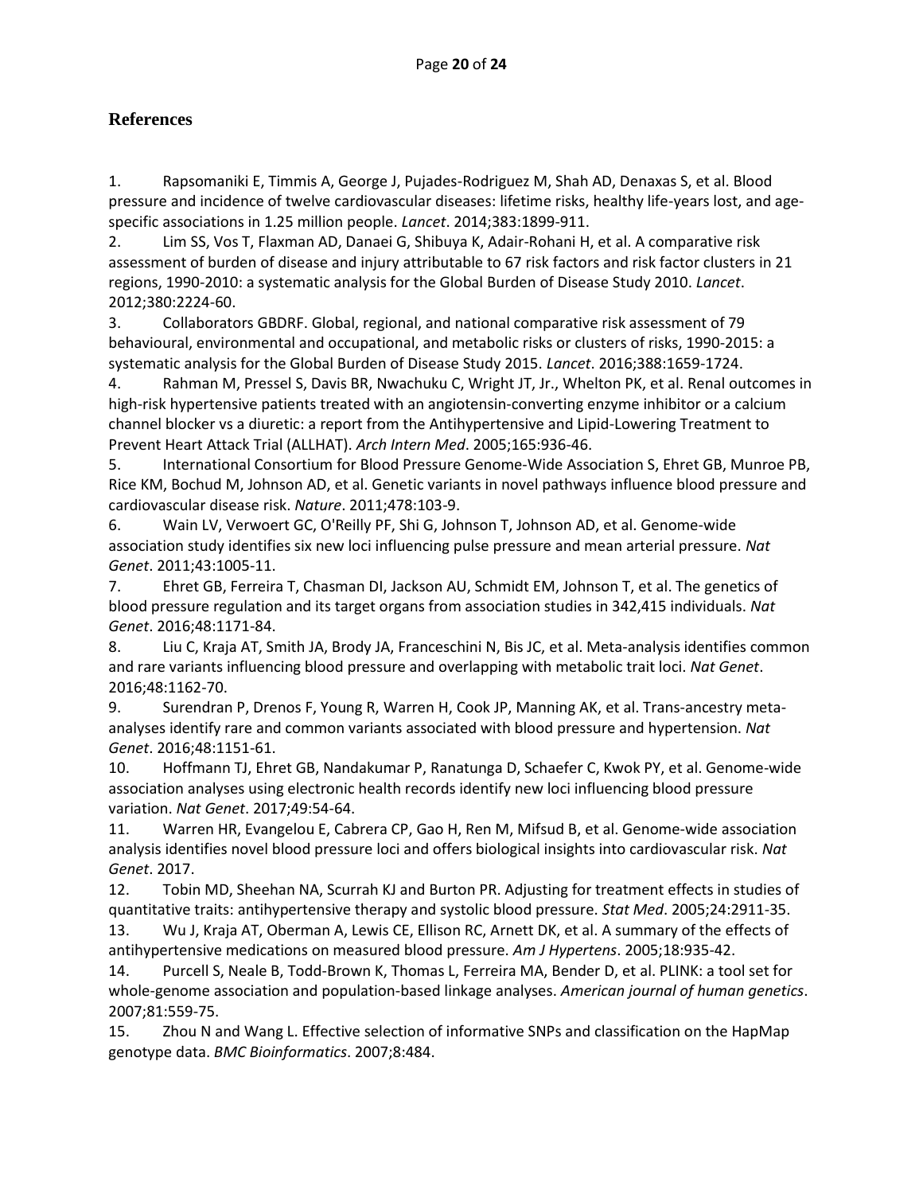## References

1. Rapsomaniki E, Timmis A, George J, Pujades-Rodriguez M, Shah AD, Denaxas S, et al. Blood pressure and incidence of twelve cardiovascular diseases: lifetime risks, healthy life-years lost, and age-specific associations in 1.25 million people. *Lancet*. 2014;383:1899-911.
2. Lim SS, Vos T, Flaxman AD, Danaei G, Shibuya K, Adair-Rohani H, et al. A comparative risk assessment of burden of disease and injury attributable to 67 risk factors and risk factor clusters in 21 regions, 1990-2010: a systematic analysis for the Global Burden of Disease Study 2010. *Lancet*. 2012;380:2224-60.
3. Collaborators GBDRF. Global, regional, and national comparative risk assessment of 79 behavioural, environmental and occupational, and metabolic risks or clusters of risks, 1990-2015: a systematic analysis for the Global Burden of Disease Study 2015. *Lancet*. 2016;388:1659-1724.
4. Rahman M, Pressel S, Davis BR, Nwachuku C, Wright JT, Jr., Whelton PK, et al. Renal outcomes in high-risk hypertensive patients treated with an angiotensin-converting enzyme inhibitor or a calcium channel blocker vs a diuretic: a report from the Antihypertensive and Lipid-Lowering Treatment to Prevent Heart Attack Trial (ALLHAT). *Arch Intern Med*. 2005;165:936-46.
5. International Consortium for Blood Pressure Genome-Wide Association S, Ehret GB, Munroe PB, Rice KM, Bochud M, Johnson AD, et al. Genetic variants in novel pathways influence blood pressure and cardiovascular disease risk. *Nature*. 2011;478:103-9.
6. Wain LV, Verwoert GC, O'Reilly PF, Shi G, Johnson T, Johnson AD, et al. Genome-wide association study identifies six new loci influencing pulse pressure and mean arterial pressure. *Nat Genet*. 2011;43:1005-11.
7. Ehret GB, Ferreira T, Chasman DI, Jackson AU, Schmidt EM, Johnson T, et al. The genetics of blood pressure regulation and its target organs from association studies in 342,415 individuals. *Nat Genet*. 2016;48:1171-84.
8. Liu C, Kraja AT, Smith JA, Brody JA, Franceschini N, Bis JC, et al. Meta-analysis identifies common and rare variants influencing blood pressure and overlapping with metabolic trait loci. *Nat Genet*. 2016;48:1162-70.
9. Surendran P, Drenos F, Young R, Warren H, Cook JP, Manning AK, et al. Trans-ancestry meta-analyses identify rare and common variants associated with blood pressure and hypertension. *Nat Genet*. 2016;48:1151-61.
10. Hoffmann TJ, Ehret GB, Nandakumar P, Ranatunga D, Schaefer C, Kwok PY, et al. Genome-wide association analyses using electronic health records identify new loci influencing blood pressure variation. *Nat Genet*. 2017;49:54-64.
11. Warren HR, Evangelou E, Cabrera CP, Gao H, Ren M, Mifsud B, et al. Genome-wide association analysis identifies novel blood pressure loci and offers biological insights into cardiovascular risk. *Nat Genet*. 2017.
12. Tobin MD, Sheehan NA, Scurrah KJ and Burton PR. Adjusting for treatment effects in studies of quantitative traits: antihypertensive therapy and systolic blood pressure. *Stat Med*. 2005;24:2911-35.
13. Wu J, Kraja AT, Oberman A, Lewis CE, Ellison RC, Arnett DK, et al. A summary of the effects of antihypertensive medications on measured blood pressure. *Am J Hypertens*. 2005;18:935-42.
14. Purcell S, Neale B, Todd-Brown K, Thomas L, Ferreira MA, Bender D, et al. PLINK: a tool set for whole-genome association and population-based linkage analyses. *American journal of human genetics*. 2007;81:559-75.
15. Zhou N and Wang L. Effective selection of informative SNPs and classification on the HapMap genotype data. *BMC Bioinformatics*. 2007;8:484.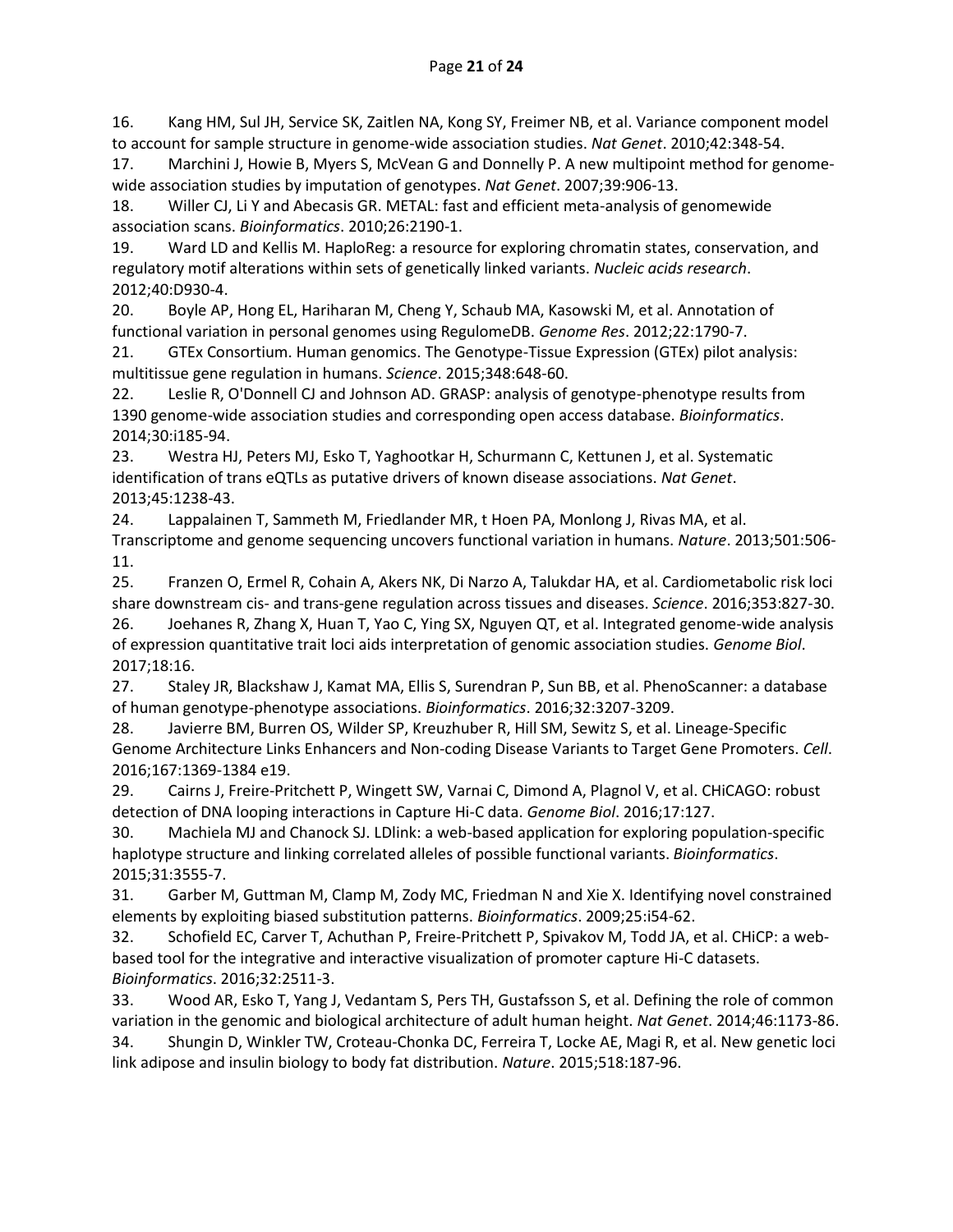16. Kang HM, Sul JH, Service SK, Zaitlen NA, Kong SY, Freimer NB, et al. Variance component model to account for sample structure in genome-wide association studies. *Nat Genet*. 2010;42:348-54.
17. Marchini J, Howie B, Myers S, McVean G and Donnelly P. A new multipoint method for genome-wide association studies by imputation of genotypes. *Nat Genet*. 2007;39:906-13.
18. Willer CJ, Li Y and Abecasis GR. METAL: fast and efficient meta-analysis of genomewide association scans. *Bioinformatics*. 2010;26:2190-1.
19. Ward LD and Kellis M. HaploReg: a resource for exploring chromatin states, conservation, and regulatory motif alterations within sets of genetically linked variants. *Nucleic acids research*. 2012;40:D930-4.
20. Boyle AP, Hong EL, Hariharan M, Cheng Y, Schaub MA, Kasowski M, et al. Annotation of functional variation in personal genomes using RegulomeDB. *Genome Res*. 2012;22:1790-7.
21. GTEx Consortium. Human genomics. The Genotype-Tissue Expression (GTEx) pilot analysis: multitissue gene regulation in humans. *Science*. 2015;348:648-60.
22. Leslie R, O'Donnell CJ and Johnson AD. GRASP: analysis of genotype-phenotype results from 1390 genome-wide association studies and corresponding open access database. *Bioinformatics*. 2014;30:i185-94.
23. Westra HJ, Peters MJ, Esko T, Yaghootkar H, Schurmann C, Kettunen J, et al. Systematic identification of trans eQTLs as putative drivers of known disease associations. *Nat Genet*. 2013;45:1238-43.
24. Lappalainen T, Sammeth M, Friedlander MR, t Hoen PA, Monlong J, Rivas MA, et al. Transcriptome and genome sequencing uncovers functional variation in humans. *Nature*. 2013;501:506-11.
25. Franzen O, Ermel R, Cohain A, Akers NK, Di Narzo A, Talukdar HA, et al. Cardiometabolic risk loci share downstream cis- and trans-gene regulation across tissues and diseases. *Science*. 2016;353:827-30.
26. Joehanes R, Zhang X, Huan T, Yao C, Ying SX, Nguyen QT, et al. Integrated genome-wide analysis of expression quantitative trait loci aids interpretation of genomic association studies. *Genome Biol*. 2017;18:16.
27. Staley JR, Blackshaw J, Kamat MA, Ellis S, Surendran P, Sun BB, et al. PhenoScanner: a database of human genotype-phenotype associations. *Bioinformatics*. 2016;32:3207-3209.
28. Javierre BM, Burren OS, Wilder SP, Kreuzhuber R, Hill SM, Sewitz S, et al. Lineage-Specific Genome Architecture Links Enhancers and Non-coding Disease Variants to Target Gene Promoters. *Cell*. 2016;167:1369-1384 e19.
29. Cairns J, Freire-Pritchett P, Wingett SW, Varnai C, Dimond A, Plagnol V, et al. CHiCAGO: robust detection of DNA looping interactions in Capture Hi-C data. *Genome Biol*. 2016;17:127.
30. Machiela MJ and Chanock SJ. LDlink: a web-based application for exploring population-specific haplotype structure and linking correlated alleles of possible functional variants. *Bioinformatics*. 2015;31:3555-7.
31. Garber M, Guttman M, Clamp M, Zody MC, Friedman N and Xie X. Identifying novel constrained elements by exploiting biased substitution patterns. *Bioinformatics*. 2009;25:i54-62.
32. Schofield EC, Carver T, Achuthan P, Freire-Pritchett P, Spivakov M, Todd JA, et al. CHiCP: a web-based tool for the integrative and interactive visualization of promoter capture Hi-C datasets. *Bioinformatics*. 2016;32:2511-3.
33. Wood AR, Esko T, Yang J, Vedantam S, Pers TH, Gustafsson S, et al. Defining the role of common variation in the genomic and biological architecture of adult human height. *Nat Genet*. 2014;46:1173-86.
34. Shungin D, Winkler TW, Croteau-Chonka DC, Ferreira T, Locke AE, Magi R, et al. New genetic loci link adipose and insulin biology to body fat distribution. *Nature*. 2015;518:187-96.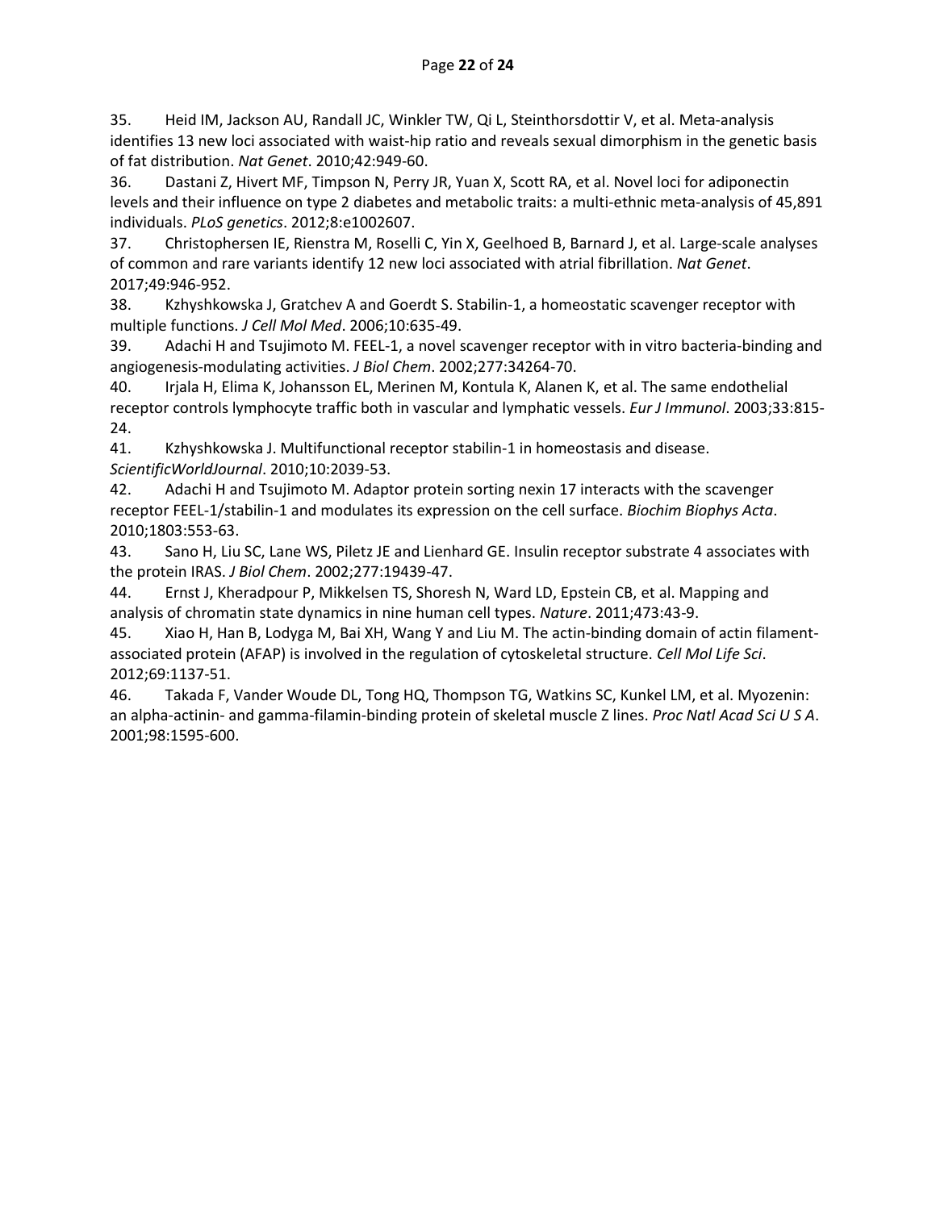35. Heid IM, Jackson AU, Randall JC, Winkler TW, Qi L, Steinthorsdottir V, et al. Meta-analysis identifies 13 new loci associated with waist-hip ratio and reveals sexual dimorphism in the genetic basis of fat distribution. *Nat Genet*. 2010;42:949-60.

36. Dastani Z, Hivert MF, Timpson N, Perry JR, Yuan X, Scott RA, et al. Novel loci for adiponectin levels and their influence on type 2 diabetes and metabolic traits: a multi-ethnic meta-analysis of 45,891 individuals. *PLoS genetics*. 2012;8:e1002607.

37. Christophersen IE, Rienstra M, Roselli C, Yin X, Geelhoed B, Barnard J, et al. Large-scale analyses of common and rare variants identify 12 new loci associated with atrial fibrillation. *Nat Genet*. 2017;49:946-952.

38. Kzhyshkowska J, Gratchev A and Goerdt S. Stabilin-1, a homeostatic scavenger receptor with multiple functions. *J Cell Mol Med*. 2006;10:635-49.

39. Adachi H and Tsujimoto M. FEEL-1, a novel scavenger receptor with in vitro bacteria-binding and angiogenesis-modulating activities. *J Biol Chem*. 2002;277:34264-70.

40. Irjala H, Elima K, Johansson EL, Merinen M, Kontula K, Alanen K, et al. The same endothelial receptor controls lymphocyte traffic both in vascular and lymphatic vessels. *Eur J Immunol*. 2003;33:815-24.

41. Kzhyshkowska J. Multifunctional receptor stabilin-1 in homeostasis and disease. *ScientificWorldJournal*. 2010;10:2039-53.

42. Adachi H and Tsujimoto M. Adaptor protein sorting nexin 17 interacts with the scavenger receptor FEEL-1/stabilin-1 and modulates its expression on the cell surface. *Biochim Biophys Acta*. 2010;1803:553-63.

43. Sano H, Liu SC, Lane WS, Piletz JE and Lienhard GE. Insulin receptor substrate 4 associates with the protein IRAS. *J Biol Chem*. 2002;277:19439-47.

44. Ernst J, Kheradpour P, Mikkelsen TS, Shoresh N, Ward LD, Epstein CB, et al. Mapping and analysis of chromatin state dynamics in nine human cell types. *Nature*. 2011;473:43-9.

45. Xiao H, Han B, Lodyga M, Bai XH, Wang Y and Liu M. The actin-binding domain of actin filament-associated protein (AFAP) is involved in the regulation of cytoskeletal structure. *Cell Mol Life Sci*. 2012;69:1137-51.

46. Takada F, Vander Woude DL, Tong HQ, Thompson TG, Watkins SC, Kunkel LM, et al. Myozenin: an alpha-actinin- and gamma-filamin-binding protein of skeletal muscle Z lines. *Proc Natl Acad Sci U S A*. 2001;98:1595-600.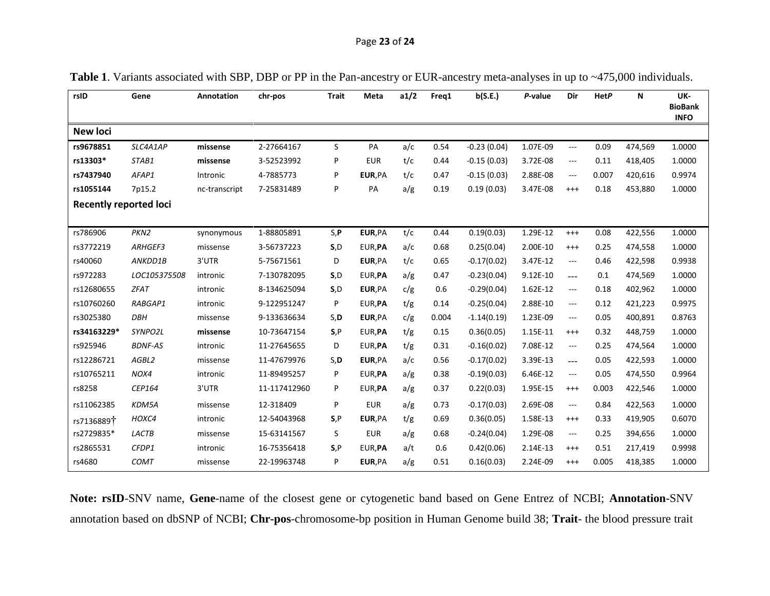**Table 1**. Variants associated with SBP, DBP or PP in the Pan-ancestry or EUR-ancestry meta-analyses in up to ~475,000 individuals.

| rsID | Gene | Annotation | chr-pos | Trait | Meta | a1/2 | Freq1 | b(S.E.) | *P*-value | Dir | Het*P* | N | UK-BioBank INFO |
|---|---|---|---|---|---|---|---|---|---|---|---|---|---|
| **New loci** | | | | | | | | | | | | | |
| **rs9678851** | *SLC4A1AP* | **missense** | 2-27664167 | S | PA | a/c | 0.54 | -0.23 (0.04) | 1.07E-09 | --- | 0.09 | 474,569 | 1.0000 |
| **rs13303*** | *STAB1* | **missense** | 3-52523992 | P | EUR | t/c | 0.44 | -0.15 (0.03) | 3.72E-08 | --- | 0.11 | 418,405 | 1.0000 |
| **rs7437940** | *AFAP1* | Intronic | 4-7885773 | P | **EUR**,PA | t/c | 0.47 | -0.15 (0.03) | 2.88E-08 | --- | 0.007 | 420,616 | 0.9974 |
| **rs1055144** | 7p15.2 | nc-transcript | 7-25831489 | P | PA | a/g | 0.19 | 0.19 (0.03) | 3.47E-08 | +++ | 0.18 | 453,880 | 1.0000 |
| **Recently reported loci** | | | | | | | | | | | | | |
| rs786906 | *PKN2* | synonymous | 1-88805891 | S,**P** | **EUR**,PA | t/c | 0.44 | 0.19(0.03) | 1.29E-12 | +++ | 0.08 | 422,556 | 1.0000 |
| rs3772219 | *ARHGEF3* | missense | 3-56737223 | **S**,D | EUR,**PA** | a/c | 0.68 | 0.25(0.04) | 2.00E-10 | +++ | 0.25 | 474,558 | 1.0000 |
| rs40060 | *ANKDD1B* | 3'UTR | 5-75671561 | D | **EUR**,PA | t/c | 0.65 | -0.17(0.02) | 3.47E-12 | --- | 0.46 | 422,598 | 0.9938 |
| rs972283 | *LOC105375508* | intronic | 7-130782095 | **S**,D | EUR,**PA** | a/g | 0.47 | -0.23(0.04) | 9.12E-10 | --- | 0.1 | 474,569 | 1.0000 |
| rs12680655 | *ZFAT* | intronic | 8-134625094 | **S**,D | **EUR**,PA | c/g | 0.6 | -0.29(0.04) | 1.62E-12 | --- | 0.18 | 402,962 | 1.0000 |
| rs10760260 | *RABGAP1* | intronic | 9-122951247 | P | EUR,**PA** | t/g | 0.14 | -0.25(0.04) | 2.88E-10 | --- | 0.12 | 421,223 | 0.9975 |
| rs3025380 | *DBH* | missense | 9-133636634 | S,**D** | **EUR**,PA | c/g | 0.004 | -1.14(0.19) | 1.23E-09 | --- | 0.05 | 400,891 | 0.8763 |
| **rs34163229*** | *SYNPO2L* | **missense** | 10-73647154 | **S**,P | EUR,**PA** | t/g | 0.15 | 0.36(0.05) | 1.15E-11 | +++ | 0.32 | 448,759 | 1.0000 |
| rs925946 | *BDNF-AS* | intronic | 11-27645655 | D | EUR,**PA** | t/g | 0.31 | -0.16(0.02) | 7.08E-12 | --- | 0.25 | 474,564 | 1.0000 |
| rs12286721 | *AGBL2* | missense | 11-47679976 | S,**D** | **EUR**,PA | a/c | 0.56 | -0.17(0.02) | 3.39E-13 | --- | 0.05 | 422,593 | 1.0000 |
| rs10765211 | *NOX4* | intronic | 11-89495257 | P | EUR,**PA** | a/g | 0.38 | -0.19(0.03) | 6.46E-12 | --- | 0.05 | 474,550 | 0.9964 |
| rs8258 | *CEP164* | 3'UTR | 11-117412960 | P | EUR,**PA** | a/g | 0.37 | 0.22(0.03) | 1.95E-15 | +++ | 0.003 | 422,546 | 1.0000 |
| rs11062385 | *KDM5A* | missense | 12-318409 | P | EUR | a/g | 0.73 | -0.17(0.03) | 2.69E-08 | --- | 0.84 | 422,563 | 1.0000 |
| rs7136889† | *HOXC4* | intronic | 12-54043968 | **S**,P | **EUR**,PA | t/g | 0.69 | 0.36(0.05) | 1.58E-13 | +++ | 0.33 | 419,905 | 0.6070 |
| rs2729835* | *LACTB* | missense | 15-63141567 | S | EUR | a/g | 0.68 | -0.24(0.04) | 1.29E-08 | --- | 0.25 | 394,656 | 1.0000 |
| rs2865531 | *CFDP1* | intronic | 16-75356418 | **S**,P | EUR,**PA** | a/t | 0.6 | 0.42(0.06) | 2.14E-13 | +++ | 0.51 | 217,419 | 0.9998 |
| rs4680 | *COMT* | missense | 22-19963748 | P | **EUR**,PA | a/g | 0.51 | 0.16(0.03) | 2.24E-09 | +++ | 0.005 | 418,385 | 1.0000 |

**Note: rsID**-SNV name, **Gene**-name of the closest gene or cytogenetic band based on Gene Entrez of NCBI; **Annotation**-SNV annotation based on dbSNP of NCBI; **Chr-pos**-chromosome-bp position in Human Genome build 38; **Trait**- the blood pressure trait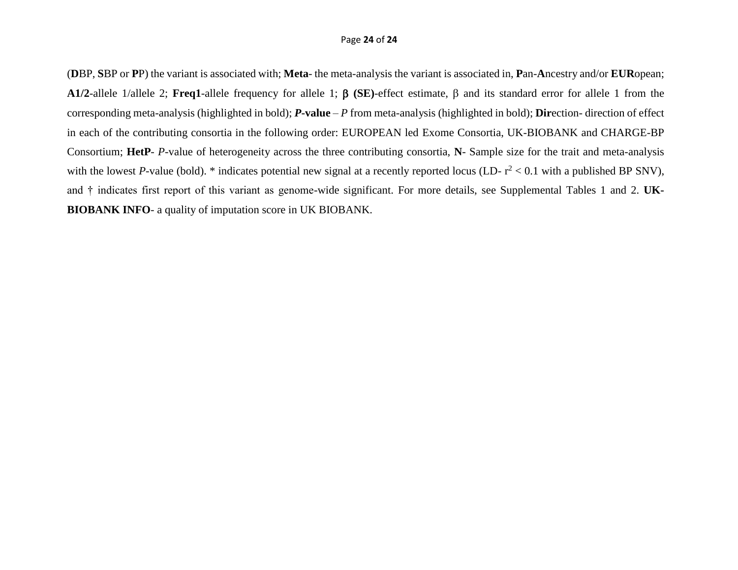(**D**BP, **S**BP or **P**P) the variant is associated with; **Meta**- the meta-analysis the variant is associated in, **P**an-**A**ncestry and/or **EUR**opean; **A1/2**-allele 1/allele 2; **Freq1**-allele frequency for allele 1; **β (SE)**-effect estimate, β and its standard error for allele 1 from the corresponding meta-analysis (highlighted in bold); ***P*-value** – *P* from meta-analysis (highlighted in bold); **Dir**ection- direction of effect in each of the contributing consortia in the following order: EUROPEAN led Exome Consortia, UK-BIOBANK and CHARGE-BP Consortium; **HetP**- *P*-value of heterogeneity across the three contributing consortia, **N**- Sample size for the trait and meta-analysis with the lowest *P*-value (bold). * indicates potential new signal at a recently reported locus (LD- $r^2 < 0.1$ with a published BP SNV), and † indicates first report of this variant as genome-wide significant. For more details, see Supplemental Tables 1 and 2. **UK-BIOBANK INFO**- a quality of imputation score in UK BIOBANK.